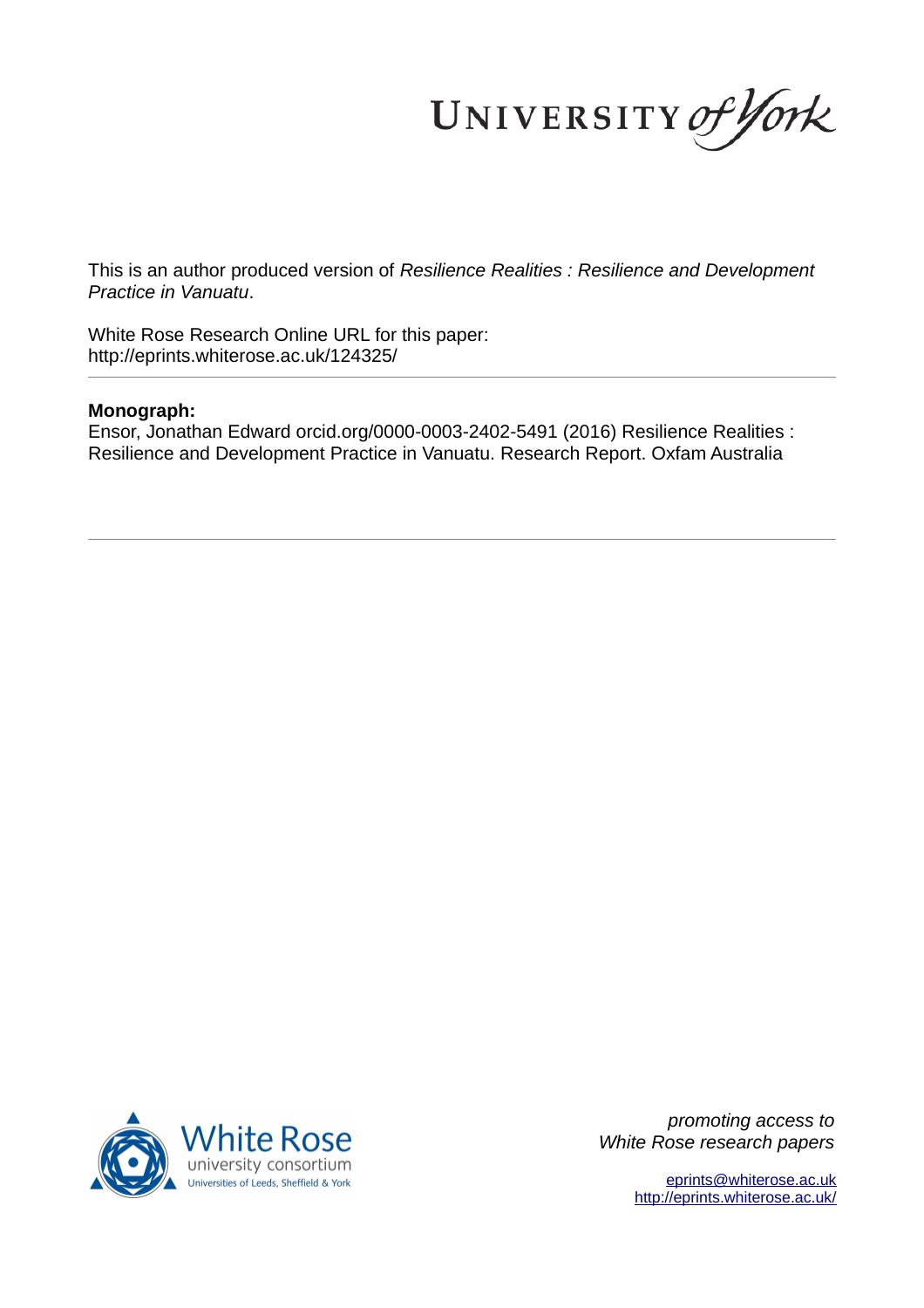UNIVERSITY of York

This is an author produced version of *Resilience Realities : Resilience and Development Practice in Vanuatu*.

White Rose Research Online URL for this paper:
http://eprints.whiterose.ac.uk/124325/

**Monograph:**

Ensor, Jonathan Edward orcid.org/0000-0003-2402-5491 (2016) Resilience Realities : Resilience and Development Practice in Vanuatu. Research Report. Oxfam Australia

White Rose university consortium
Universities of Leeds, Sheffield & York

*promoting access to*
*White Rose research papers*

eprints@whiterose.ac.uk
http://eprints.whiterose.ac.uk/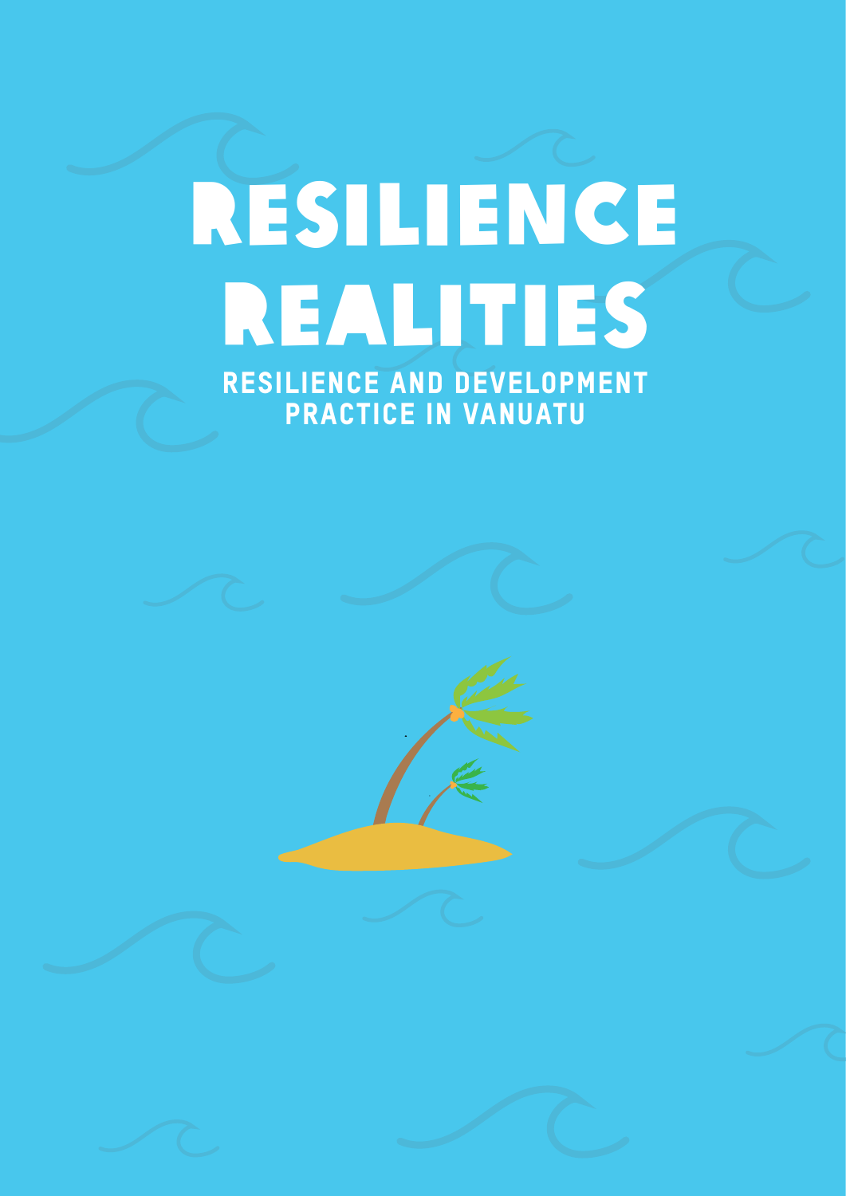# RESILIENCE REALITIES

## RESILIENCE AND DEVELOPMENT PRACTICE IN VANUATU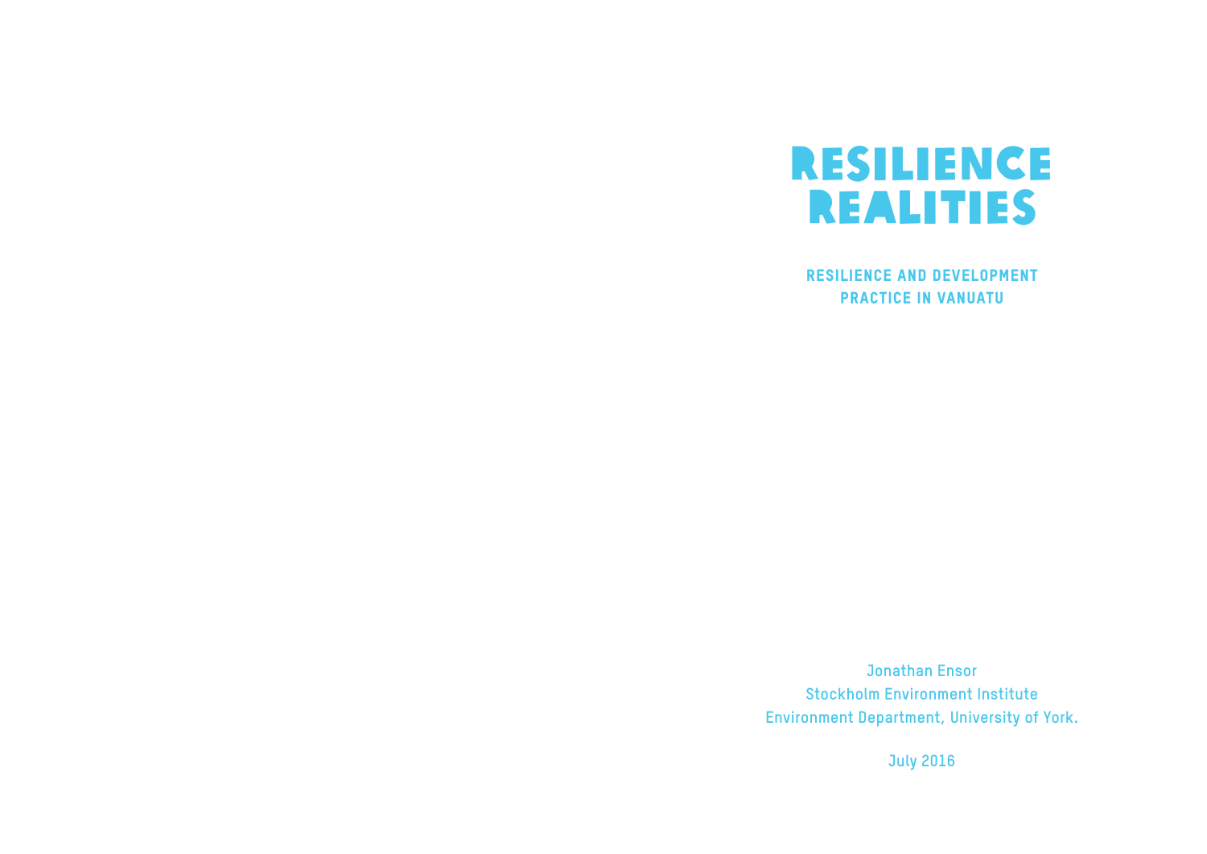# RESILIENCE REALITIES

## RESILIENCE AND DEVELOPMENT PRACTICE IN VANUATU

Jonathan Ensor
Stockholm Environment Institute
Environment Department, University of York.

July 2016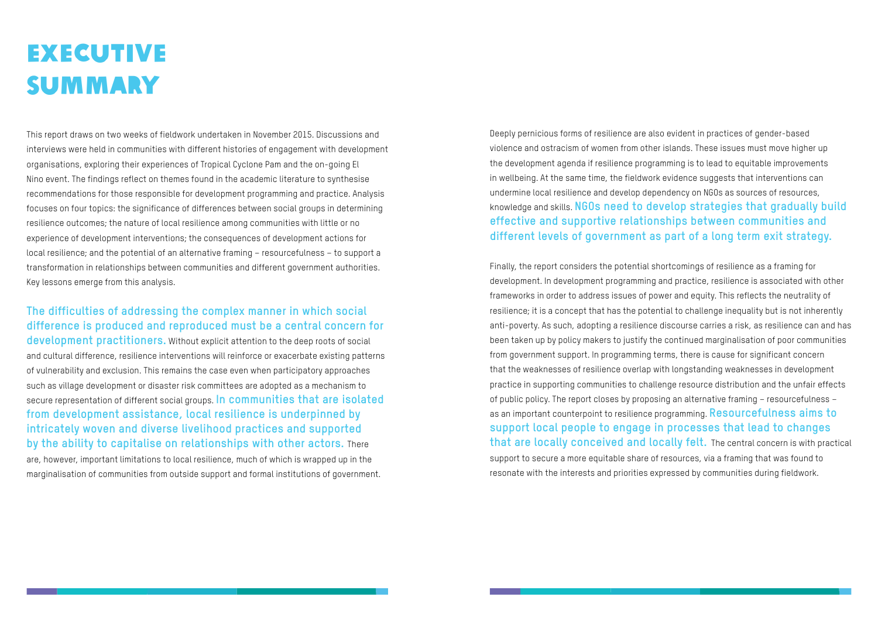# EXECUTIVE SUMMARY

This report draws on two weeks of fieldwork undertaken in November 2015. Discussions and interviews were held in communities with different histories of engagement with development organisations, exploring their experiences of Tropical Cyclone Pam and the on-going El Nino event. The findings reflect on themes found in the academic literature to synthesise recommendations for those responsible for development programming and practice. Analysis focuses on four topics: the significance of differences between social groups in determining resilience outcomes; the nature of local resilience among communities with little or no experience of development interventions; the consequences of development actions for local resilience; and the potential of an alternative framing – resourcefulness – to support a transformation in relationships between communities and different government authorities. Key lessons emerge from this analysis.

**The difficulties of addressing the complex manner in which social difference is produced and reproduced must be a central concern for development practitioners.** Without explicit attention to the deep roots of social and cultural difference, resilience interventions will reinforce or exacerbate existing patterns of vulnerability and exclusion. This remains the case even when participatory approaches such as village development or disaster risk committees are adopted as a mechanism to secure representation of different social groups. **In communities that are isolated from development assistance, local resilience is underpinned by intricately woven and diverse livelihood practices and supported by the ability to capitalise on relationships with other actors.** There are, however, important limitations to local resilience, much of which is wrapped up in the marginalisation of communities from outside support and formal institutions of government.

Deeply pernicious forms of resilience are also evident in practices of gender-based violence and ostracism of women from other islands. These issues must move higher up the development agenda if resilience programming is to lead to equitable improvements in wellbeing. At the same time, the fieldwork evidence suggests that interventions can undermine local resilience and develop dependency on NGOs as sources of resources, knowledge and skills. **NGOs need to develop strategies that gradually build effective and supportive relationships between communities and different levels of government as part of a long term exit strategy.**

Finally, the report considers the potential shortcomings of resilience as a framing for development. In development programming and practice, resilience is associated with other frameworks in order to address issues of power and equity. This reflects the neutrality of resilience; it is a concept that has the potential to challenge inequality but is not inherently anti-poverty. As such, adopting a resilience discourse carries a risk, as resilience can and has been taken up by policy makers to justify the continued marginalisation of poor communities from government support. In programming terms, there is cause for significant concern that the weaknesses of resilience overlap with longstanding weaknesses in development practice in supporting communities to challenge resource distribution and the unfair effects of public policy. The report closes by proposing an alternative framing – resourcefulness – as an important counterpoint to resilience programming. **Resourcefulness aims to support local people to engage in processes that lead to changes that are locally conceived and locally felt.** The central concern is with practical support to secure a more equitable share of resources, via a framing that was found to resonate with the interests and priorities expressed by communities during fieldwork.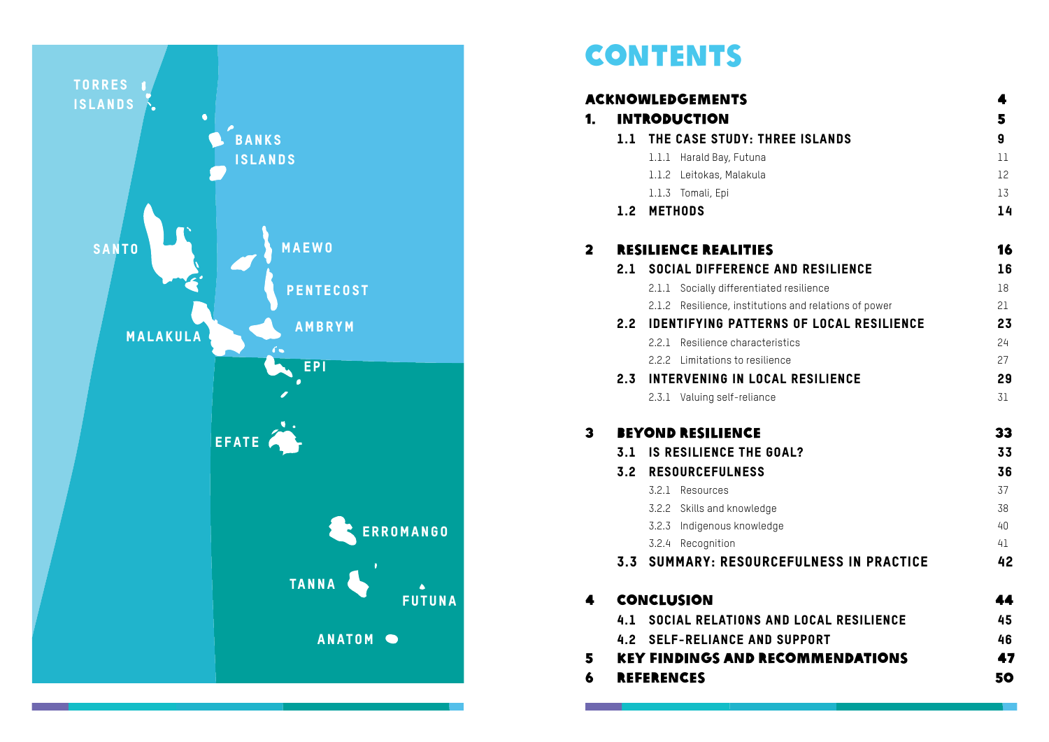TORRES ISLANDS

BANKS ISLANDS

SANTO

MAEWO

PENTECOST

MALAKULA

AMBRYM

EPI

EFATE

ERROMANGO

TANNA

FUTUNA

ANATOM

# CONTENTS

| | | |
|---|---|---|
| **ACKNOWLEDGEMENTS** | | **4** |
| **1.** | **INTRODUCTION** | **5** |
| **1.1** | **THE CASE STUDY: THREE ISLANDS** | **9** |
| 1.1.1 | Harald Bay, Futuna | 11 |
| 1.1.2 | Leitokas, Malakula | 12 |
| 1.1.3 | Tomali, Epi | 13 |
| **1.2** | **METHODS** | **14** |
| **2** | **RESILIENCE REALITIES** | **16** |
| **2.1** | **SOCIAL DIFFERENCE AND RESILIENCE** | **16** |
| 2.1.1 | Socially differentiated resilience | 18 |
| 2.1.2 | Resilience, institutions and relations of power | 21 |
| **2.2** | **IDENTIFYING PATTERNS OF LOCAL RESILIENCE** | **23** |
| 2.2.1 | Resilience characteristics | 24 |
| 2.2.2 | Limitations to resilience | 27 |
| **2.3** | **INTERVENING IN LOCAL RESILIENCE** | **29** |
| 2.3.1 | Valuing self-reliance | 31 |
| **3** | **BEYOND RESILIENCE** | **33** |
| **3.1** | **IS RESILIENCE THE GOAL?** | **33** |
| **3.2** | **RESOURCEFULNESS** | **36** |
| 3.2.1 | Resources | 37 |
| 3.2.2 | Skills and knowledge | 38 |
| 3.2.3 | Indigenous knowledge | 40 |
| 3.2.4 | Recognition | 41 |
| **3.3** | **SUMMARY: RESOURCEFULNESS IN PRACTICE** | **42** |
| **4** | **CONCLUSION** | **44** |
| **4.1** | **SOCIAL RELATIONS AND LOCAL RESILIENCE** | **45** |
| **4.2** | **SELF-RELIANCE AND SUPPORT** | **46** |
| **5** | **KEY FINDINGS AND RECOMMENDATIONS** | **47** |
| **6** | **REFERENCES** | **50** |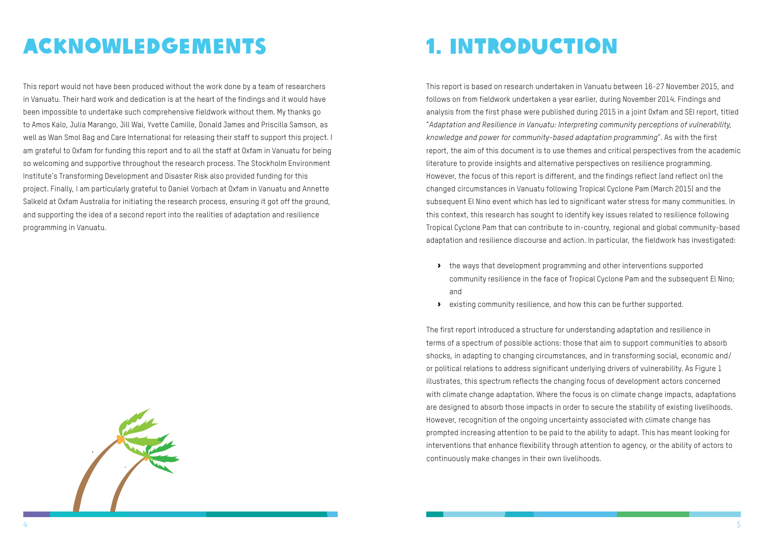# ACKNOWLEDGEMENTS

This report would not have been produced without the work done by a team of researchers in Vanuatu. Their hard work and dedication is at the heart of the findings and it would have been impossible to undertake such comprehensive fieldwork without them. My thanks go to Amos Kalo, Julia Marango, Jill Wai, Yvette Camille, Donald James and Priscilla Samson, as well as Wan Smol Bag and Care International for releasing their staff to support this project. I am grateful to Oxfam for funding this report and to all the staff at Oxfam in Vanuatu for being so welcoming and supportive throughout the research process. The Stockholm Environment Institute's Transforming Development and Disaster Risk also provided funding for this project. Finally, I am particularly grateful to Daniel Vorbach at Oxfam in Vanuatu and Annette Salkeld at Oxfam Australia for initiating the research process, ensuring it got off the ground, and supporting the idea of a second report into the realities of adaptation and resilience programming in Vanuatu.

# 1. INTRODUCTION

This report is based on research undertaken in Vanuatu between 16-27 November 2015, and follows on from fieldwork undertaken a year earlier, during November 2014. Findings and analysis from the first phase were published during 2015 in a joint Oxfam and SEI report, titled "*Adaptation and Resilience in Vanuatu: Interpreting community perceptions of vulnerability, knowledge and power for community-based adaptation programming*". As with the first report, the aim of this document is to use themes and critical perspectives from the academic literature to provide insights and alternative perspectives on resilience programming. However, the focus of this report is different, and the findings reflect (and reflect on) the changed circumstances in Vanuatu following Tropical Cyclone Pam (March 2015) and the subsequent El Nino event which has led to significant water stress for many communities. In this context, this research has sought to identify key issues related to resilience following Tropical Cyclone Pam that can contribute to in-country, regional and global community-based adaptation and resilience discourse and action. In particular, the fieldwork has investigated:

- the ways that development programming and other interventions supported community resilience in the face of Tropical Cyclone Pam and the subsequent El Nino; and
- existing community resilience, and how this can be further supported.

The first report introduced a structure for understanding adaptation and resilience in terms of a spectrum of possible actions: those that aim to support communities to absorb shocks, in adapting to changing circumstances, and in transforming social, economic and/or political relations to address significant underlying drivers of vulnerability. As Figure 1 illustrates, this spectrum reflects the changing focus of development actors concerned with climate change adaptation. Where the focus is on climate change impacts, adaptations are designed to absorb those impacts in order to secure the stability of existing livelihoods. However, recognition of the ongoing uncertainty associated with climate change has prompted increasing attention to be paid to the ability to adapt. This has meant looking for interventions that enhance flexibility through attention to agency, or the ability of actors to continuously make changes in their own livelihoods.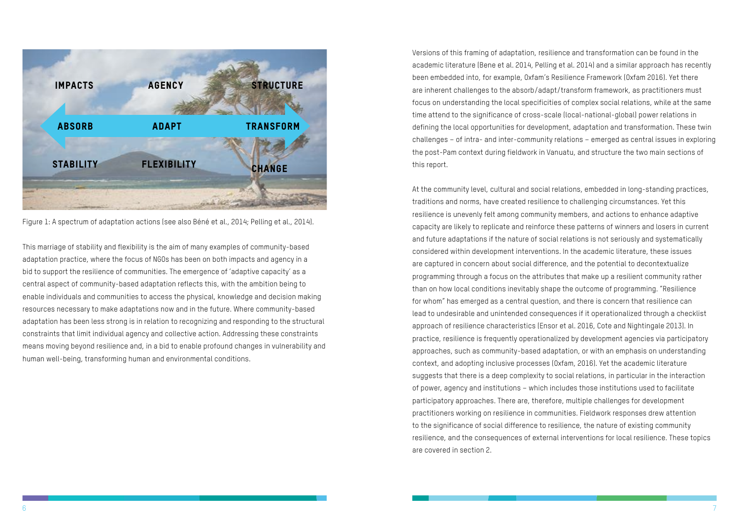IMPACTS AGENCY STRUCTURE

ABSORB ADAPT TRANSFORM

STABILITY FLEXIBILITY CHANGE

Figure 1: A spectrum of adaptation actions (see also Béné et al., 2014; Pelling et al., 2014).

This marriage of stability and flexibility is the aim of many examples of community-based adaptation practice, where the focus of NGOs has been on both impacts and agency in a bid to support the resilience of communities. The emergence of 'adaptive capacity' as a central aspect of community-based adaptation reflects this, with the ambition being to enable individuals and communities to access the physical, knowledge and decision making resources necessary to make adaptations now and in the future. Where community-based adaptation has been less strong is in relation to recognizing and responding to the structural constraints that limit individual agency and collective action. Addressing these constraints means moving beyond resilience and, in a bid to enable profound changes in vulnerability and human well-being, transforming human and environmental conditions.

Versions of this framing of adaptation, resilience and transformation can be found in the academic literature (Bene et al. 2014, Pelling et al. 2014) and a similar approach has recently been embedded into, for example, Oxfam's Resilience Framework (Oxfam 2016). Yet there are inherent challenges to the absorb/adapt/transform framework, as practitioners must focus on understanding the local specificities of complex social relations, while at the same time attend to the significance of cross-scale (local-national-global) power relations in defining the local opportunities for development, adaptation and transformation. These twin challenges – of intra- and inter-community relations – emerged as central issues in exploring the post-Pam context during fieldwork in Vanuatu, and structure the two main sections of this report.

At the community level, cultural and social relations, embedded in long-standing practices, traditions and norms, have created resilience to challenging circumstances. Yet this resilience is unevenly felt among community members, and actions to enhance adaptive capacity are likely to replicate and reinforce these patterns of winners and losers in current and future adaptations if the nature of social relations is not seriously and systematically considered within development interventions. In the academic literature, these issues are captured in concern about social difference, and the potential to decontextualize programming through a focus on the attributes that make up a resilient community rather than on how local conditions inevitably shape the outcome of programming. "Resilience for whom" has emerged as a central question, and there is concern that resilience can lead to undesirable and unintended consequences if it operationalized through a checklist approach of resilience characteristics (Ensor et al. 2016, Cote and Nightingale 2013). In practice, resilience is frequently operationalized by development agencies via participatory approaches, such as community-based adaptation, or with an emphasis on understanding context, and adopting inclusive processes (Oxfam, 2016). Yet the academic literature suggests that there is a deep complexity to social relations, in particular in the interaction of power, agency and institutions – which includes those institutions used to facilitate participatory approaches. There are, therefore, multiple challenges for development practitioners working on resilience in communities. Fieldwork responses drew attention to the significance of social difference to resilience, the nature of existing community resilience, and the consequences of external interventions for local resilience. These topics are covered in section 2.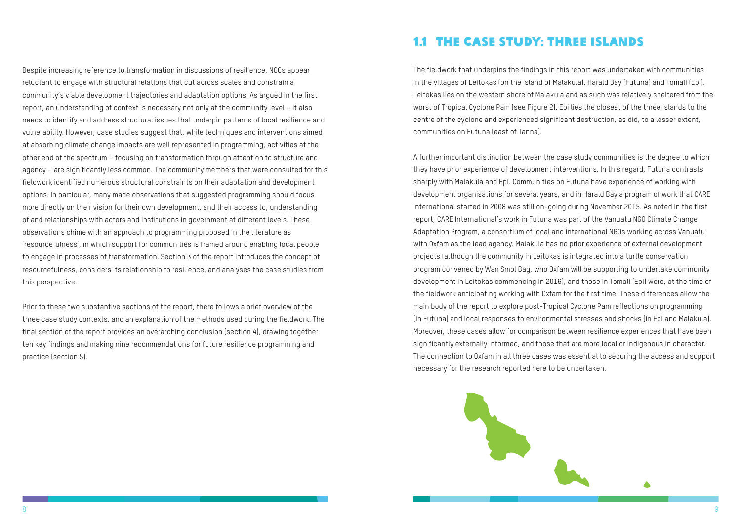Despite increasing reference to transformation in discussions of resilience, NGOs appear reluctant to engage with structural relations that cut across scales and constrain a community's viable development trajectories and adaptation options. As argued in the first report, an understanding of context is necessary not only at the community level – it also needs to identify and address structural issues that underpin patterns of local resilience and vulnerability. However, case studies suggest that, while techniques and interventions aimed at absorbing climate change impacts are well represented in programming, activities at the other end of the spectrum – focusing on transformation through attention to structure and agency – are significantly less common. The community members that were consulted for this fieldwork identified numerous structural constraints on their adaptation and development options. In particular, many made observations that suggested programming should focus more directly on their vision for their own development, and their access to, understanding of and relationships with actors and institutions in government at different levels. These observations chime with an approach to programming proposed in the literature as 'resourcefulness', in which support for communities is framed around enabling local people to engage in processes of transformation. Section 3 of the report introduces the concept of resourcefulness, considers its relationship to resilience, and analyses the case studies from this perspective.

Prior to these two substantive sections of the report, there follows a brief overview of the three case study contexts, and an explanation of the methods used during the fieldwork. The final section of the report provides an overarching conclusion (section 4), drawing together ten key findings and making nine recommendations for future resilience programming and practice (section 5).

## 1.1 THE CASE STUDY: THREE ISLANDS

The fieldwork that underpins the findings in this report was undertaken with communities in the villages of Leitokas (on the island of Malakula), Harald Bay (Futuna) and Tomali (Epi). Leitokas lies on the western shore of Malakula and as such was relatively sheltered from the worst of Tropical Cyclone Pam (see Figure 2). Epi lies the closest of the three islands to the centre of the cyclone and experienced significant destruction, as did, to a lesser extent, communities on Futuna (east of Tanna).

A further important distinction between the case study communities is the degree to which they have prior experience of development interventions. In this regard, Futuna contrasts sharply with Malakula and Epi. Communities on Futuna have experience of working with development organisations for several years, and in Harald Bay a program of work that CARE International started in 2008 was still on-going during November 2015. As noted in the first report, CARE International's work in Futuna was part of the Vanuatu NGO Climate Change Adaptation Program, a consortium of local and international NGOs working across Vanuatu with Oxfam as the lead agency. Malakula has no prior experience of external development projects (although the community in Leitokas is integrated into a turtle conservation program convened by Wan Smol Bag, who Oxfam will be supporting to undertake community development in Leitokas commencing in 2016), and those in Tomali (Epi) were, at the time of the fieldwork anticipating working with Oxfam for the first time. These differences allow the main body of the report to explore post-Tropical Cyclone Pam reflections on programming (in Futuna) and local responses to environmental stresses and shocks (in Epi and Malakula). Moreover, these cases allow for comparison between resilience experiences that have been significantly externally informed, and those that are more local or indigenous in character. The connection to Oxfam in all three cases was essential to securing the access and support necessary for the research reported here to be undertaken.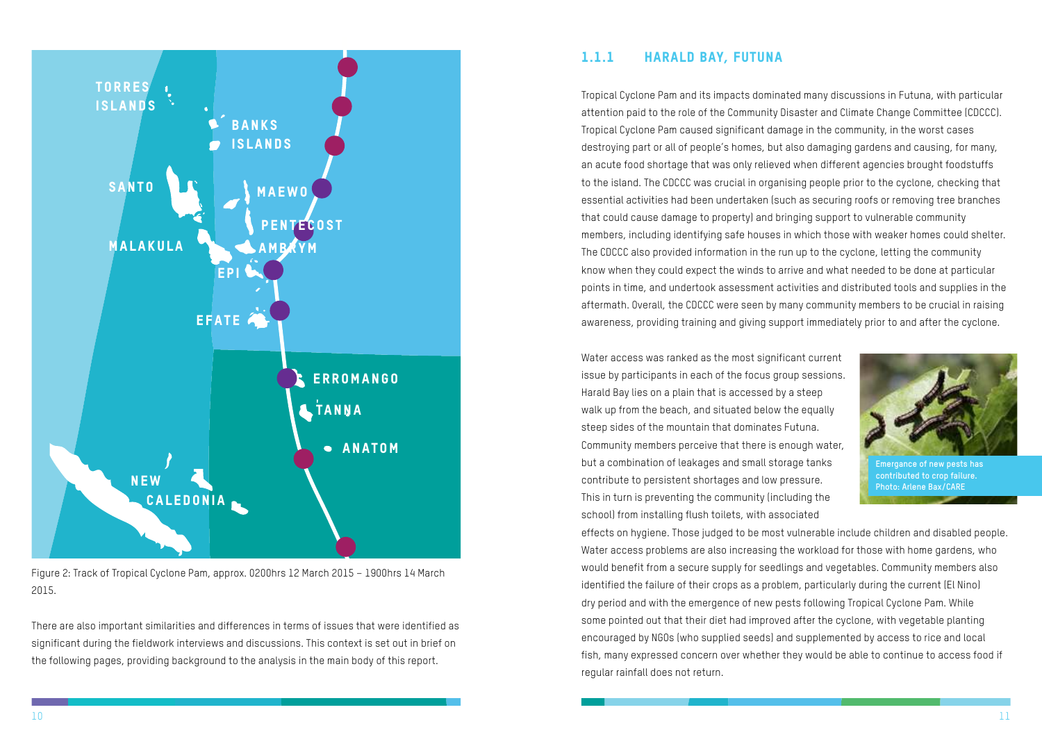Figure 2: Track of Tropical Cyclone Pam, approx. 0200hrs 12 March 2015 – 1900hrs 14 March 2015.

There are also important similarities and differences in terms of issues that were identified as significant during the fieldwork interviews and discussions. This context is set out in brief on the following pages, providing background to the analysis in the main body of this report.

### 1.1.1 HARALD BAY, FUTUNA

Tropical Cyclone Pam and its impacts dominated many discussions in Futuna, with particular attention paid to the role of the Community Disaster and Climate Change Committee (CDCCC). Tropical Cyclone Pam caused significant damage in the community, in the worst cases destroying part or all of people's homes, but also damaging gardens and causing, for many, an acute food shortage that was only relieved when different agencies brought foodstuffs to the island. The CDCCC was crucial in organising people prior to the cyclone, checking that essential activities had been undertaken (such as securing roofs or removing tree branches that could cause damage to property) and bringing support to vulnerable community members, including identifying safe houses in which those with weaker homes could shelter. The CDCCC also provided information in the run up to the cyclone, letting the community know when they could expect the winds to arrive and what needed to be done at particular points in time, and undertook assessment activities and distributed tools and supplies in the aftermath. Overall, the CDCCC were seen by many community members to be crucial in raising awareness, providing training and giving support immediately prior to and after the cyclone.

Water access was ranked as the most significant current issue by participants in each of the focus group sessions. Harald Bay lies on a plain that is accessed by a steep walk up from the beach, and situated below the equally steep sides of the mountain that dominates Futuna. Community members perceive that there is enough water, but a combination of leakages and small storage tanks contribute to persistent shortages and low pressure. This in turn is preventing the community (including the school) from installing flush toilets, with associated effects on hygiene. Those judged to be most vulnerable include children and disabled people. Water access problems are also increasing the workload for those with home gardens, who would benefit from a secure supply for seedlings and vegetables. Community members also identified the failure of their crops as a problem, particularly during the current (El Nino) dry period and with the emergence of new pests following Tropical Cyclone Pam. While some pointed out that their diet had improved after the cyclone, with vegetable planting encouraged by NGOs (who supplied seeds) and supplemented by access to rice and local fish, many expressed concern over whether they would be able to continue to access food if regular rainfall does not return.

Emergance of new pests has contributed to crop failure. Photo: Arlene Bax/CARE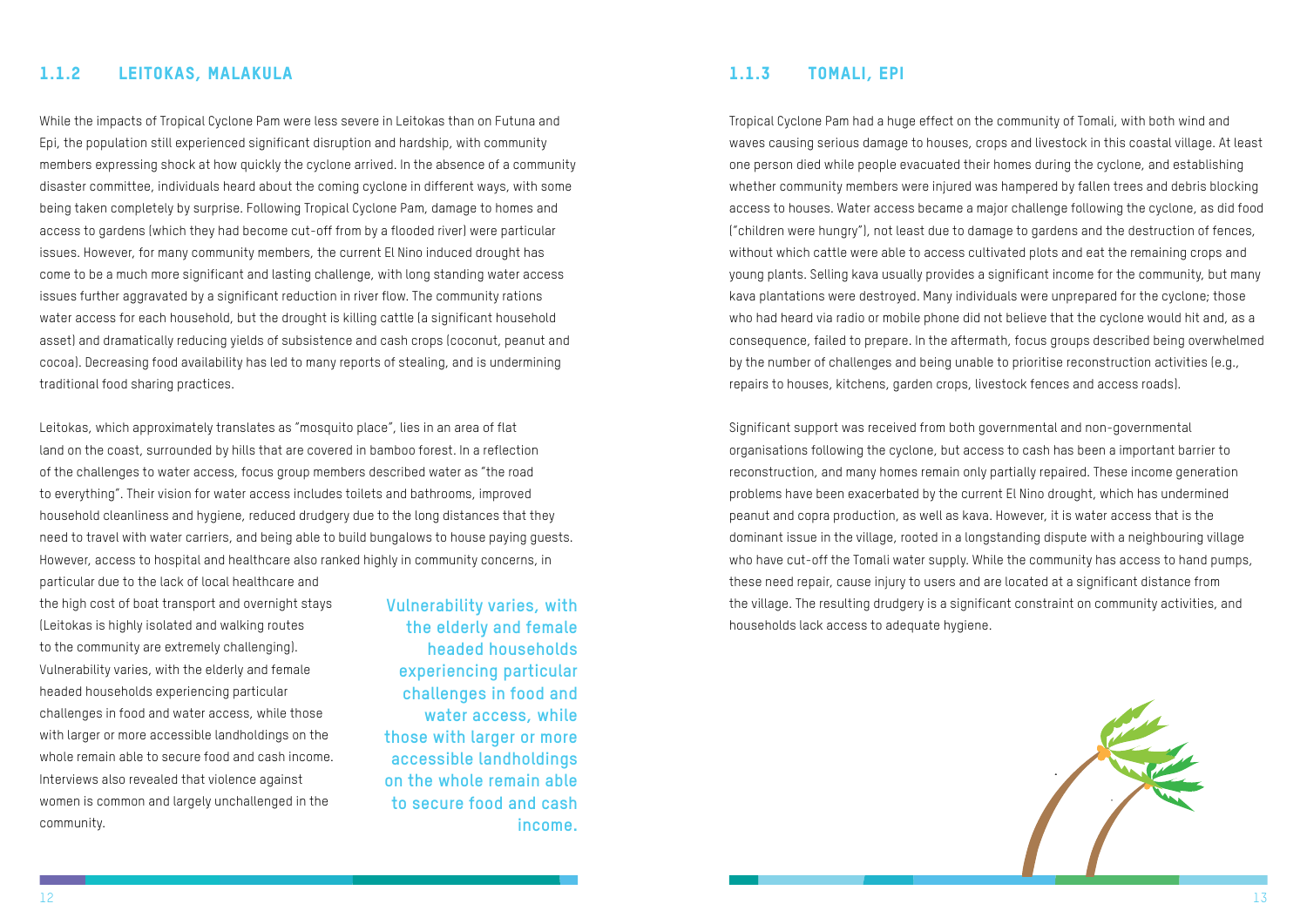### 1.1.2 LEITOKAS, MALAKULA

While the impacts of Tropical Cyclone Pam were less severe in Leitokas than on Futuna and Epi, the population still experienced significant disruption and hardship, with community members expressing shock at how quickly the cyclone arrived. In the absence of a community disaster committee, individuals heard about the coming cyclone in different ways, with some being taken completely by surprise. Following Tropical Cyclone Pam, damage to homes and access to gardens (which they had become cut-off from by a flooded river) were particular issues. However, for many community members, the current El Nino induced drought has come to be a much more significant and lasting challenge, with long standing water access issues further aggravated by a significant reduction in river flow. The community rations water access for each household, but the drought is killing cattle (a significant household asset) and dramatically reducing yields of subsistence and cash crops (coconut, peanut and cocoa). Decreasing food availability has led to many reports of stealing, and is undermining traditional food sharing practices.

Leitokas, which approximately translates as "mosquito place", lies in an area of flat land on the coast, surrounded by hills that are covered in bamboo forest. In a reflection of the challenges to water access, focus group members described water as "the road to everything". Their vision for water access includes toilets and bathrooms, improved household cleanliness and hygiene, reduced drudgery due to the long distances that they need to travel with water carriers, and being able to build bungalows to house paying guests. However, access to hospital and healthcare also ranked highly in community concerns, in particular due to the lack of local healthcare and the high cost of boat transport and overnight stays (Leitokas is highly isolated and walking routes to the community are extremely challenging). Vulnerability varies, with the elderly and female headed households experiencing particular challenges in food and water access, while those with larger or more accessible landholdings on the whole remain able to secure food and cash income. Interviews also revealed that violence against women is common and largely unchallenged in the community.

**Vulnerability varies, with the elderly and female headed households experiencing particular challenges in food and water access, while those with larger or more accessible landholdings on the whole remain able to secure food and cash income.**

### 1.1.3 TOMALI, EPI

Tropical Cyclone Pam had a huge effect on the community of Tomali, with both wind and waves causing serious damage to houses, crops and livestock in this coastal village. At least one person died while people evacuated their homes during the cyclone, and establishing whether community members were injured was hampered by fallen trees and debris blocking access to houses. Water access became a major challenge following the cyclone, as did food ("children were hungry"), not least due to damage to gardens and the destruction of fences, without which cattle were able to access cultivated plots and eat the remaining crops and young plants. Selling kava usually provides a significant income for the community, but many kava plantations were destroyed. Many individuals were unprepared for the cyclone; those who had heard via radio or mobile phone did not believe that the cyclone would hit and, as a consequence, failed to prepare. In the aftermath, focus groups described being overwhelmed by the number of challenges and being unable to prioritise reconstruction activities (e.g., repairs to houses, kitchens, garden crops, livestock fences and access roads).

Significant support was received from both governmental and non-governmental organisations following the cyclone, but access to cash has been a important barrier to reconstruction, and many homes remain only partially repaired. These income generation problems have been exacerbated by the current El Nino drought, which has undermined peanut and copra production, as well as kava. However, it is water access that is the dominant issue in the village, rooted in a longstanding dispute with a neighbouring village who have cut-off the Tomali water supply. While the community has access to hand pumps, these need repair, cause injury to users and are located at a significant distance from the village. The resulting drudgery is a significant constraint on community activities, and households lack access to adequate hygiene.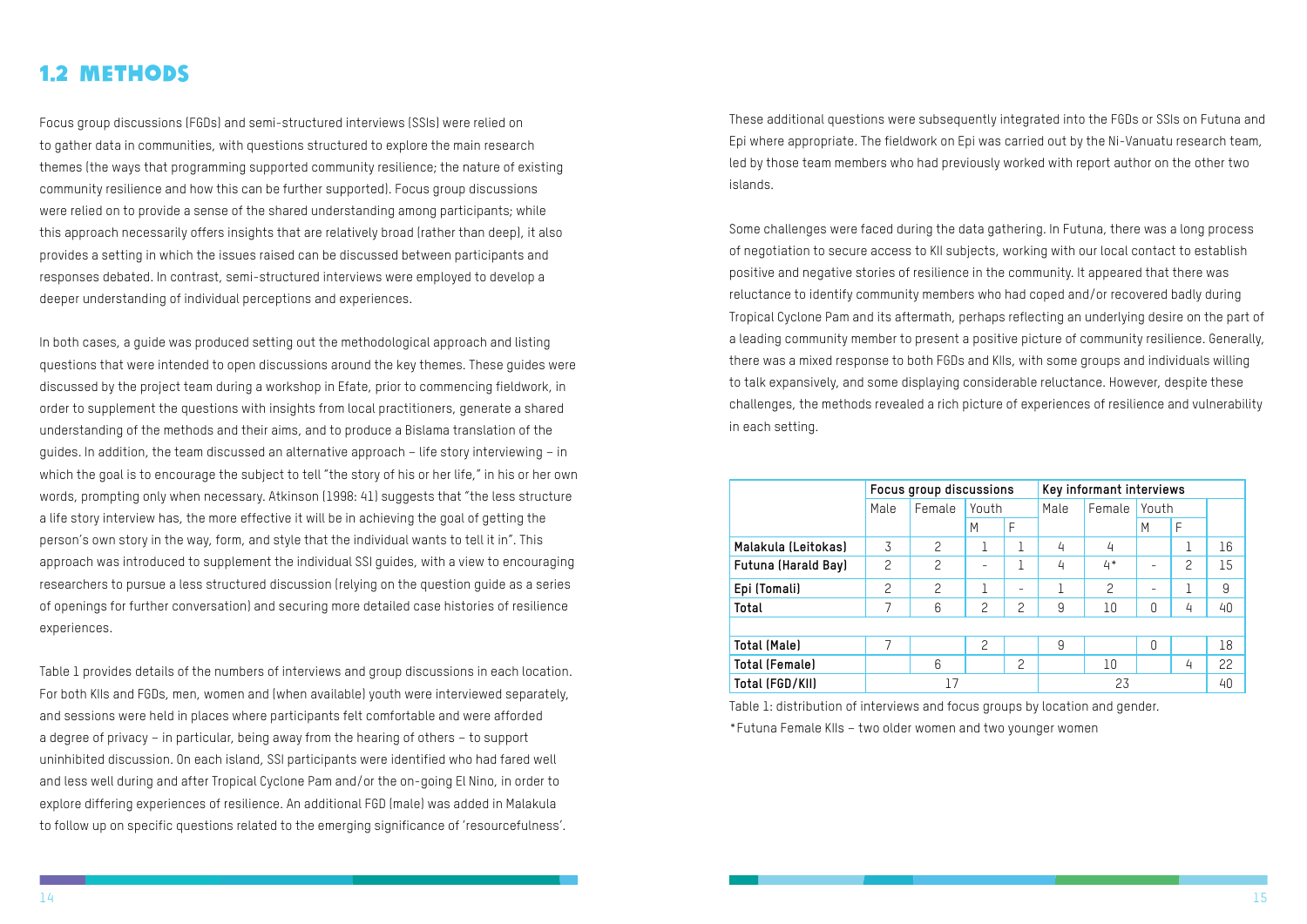## 1.2 METHODS

Focus group discussions (FGDs) and semi-structured interviews (SSIs) were relied on to gather data in communities, with questions structured to explore the main research themes (the ways that programming supported community resilience; the nature of existing community resilience and how this can be further supported). Focus group discussions were relied on to provide a sense of the shared understanding among participants; while this approach necessarily offers insights that are relatively broad (rather than deep), it also provides a setting in which the issues raised can be discussed between participants and responses debated. In contrast, semi-structured interviews were employed to develop a deeper understanding of individual perceptions and experiences.

In both cases, a guide was produced setting out the methodological approach and listing questions that were intended to open discussions around the key themes. These guides were discussed by the project team during a workshop in Efate, prior to commencing fieldwork, in order to supplement the questions with insights from local practitioners, generate a shared understanding of the methods and their aims, and to produce a Bislama translation of the guides. In addition, the team discussed an alternative approach – life story interviewing – in which the goal is to encourage the subject to tell "the story of his or her life," in his or her own words, prompting only when necessary. Atkinson (1998: 41) suggests that "the less structure a life story interview has, the more effective it will be in achieving the goal of getting the person's own story in the way, form, and style that the individual wants to tell it in". This approach was introduced to supplement the individual SSI guides, with a view to encouraging researchers to pursue a less structured discussion (relying on the question guide as a series of openings for further conversation) and securing more detailed case histories of resilience experiences.

Table 1 provides details of the numbers of interviews and group discussions in each location. For both KIIs and FGDs, men, women and (when available) youth were interviewed separately, and sessions were held in places where participants felt comfortable and were afforded a degree of privacy – in particular, being away from the hearing of others – to support uninhibited discussion. On each island, SSI participants were identified who had fared well and less well during and after Tropical Cyclone Pam and/or the on-going El Nino, in order to explore differing experiences of resilience. An additional FGD (male) was added in Malakula to follow up on specific questions related to the emerging significance of 'resourcefulness'.

These additional questions were subsequently integrated into the FGDs or SSIs on Futuna and Epi where appropriate. The fieldwork on Epi was carried out by the Ni-Vanuatu research team, led by those team members who had previously worked with report author on the other two islands.

Some challenges were faced during the data gathering. In Futuna, there was a long process of negotiation to secure access to KII subjects, working with our local contact to establish positive and negative stories of resilience in the community. It appeared that there was reluctance to identify community members who had coped and/or recovered badly during Tropical Cyclone Pam and its aftermath, perhaps reflecting an underlying desire on the part of a leading community member to present a positive picture of community resilience. Generally, there was a mixed response to both FGDs and KIIs, with some groups and individuals willing to talk expansively, and some displaying considerable reluctance. However, despite these challenges, the methods revealed a rich picture of experiences of resilience and vulnerability in each setting.

| | **Focus group discussions** | | | | **Key informant interviews** | | | | |
|---|---|---|---|---|---|---|---|---|---|
| | Male | Female | Youth | | Male | Female | Youth | | |
| | | | M | F | | | M | F | |
| **Malakula (Leitokas)** | 3 | 2 | 1 | 1 | 4 | 4 | | 1 | 16 |
| **Futuna (Harald Bay)** | 2 | 2 | - | 1 | 4 | 4* | - | 2 | 15 |
| **Epi (Tomali)** | 2 | 2 | 1 | - | 1 | 2 | - | 1 | 9 |
| **Total** | 7 | 6 | 2 | 2 | 9 | 10 | 0 | 4 | 40 |
| | | | | | | | | | |
| **Total (Male)** | 7 | | 2 | | 9 | | 0 | | 18 |
| **Total (Female)** | | 6 | | 2 | | 10 | | 4 | 22 |
| **Total (FGD/KII)** | 17 | | | | 23 | | | | 40 |

Table 1: distribution of interviews and focus groups by location and gender.

*Futuna Female KIIs – two older women and two younger women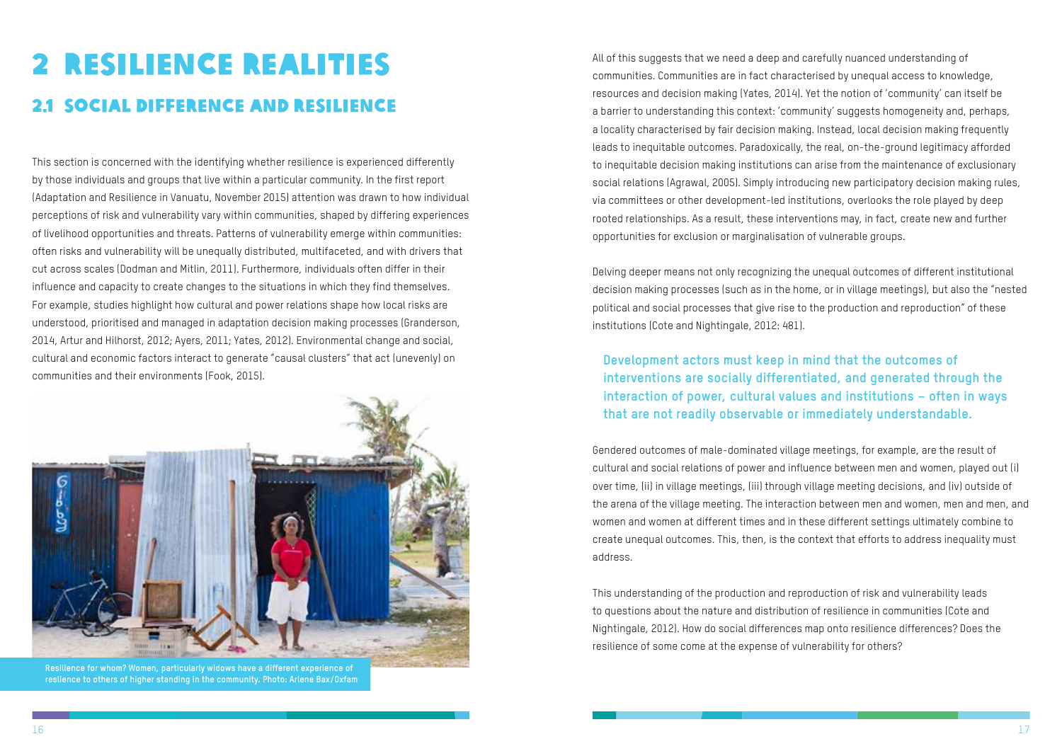# 2 RESILIENCE REALITIES

## 2.1 SOCIAL DIFFERENCE AND RESILIENCE

This section is concerned with the identifying whether resilience is experienced differently by those individuals and groups that live within a particular community. In the first report (Adaptation and Resilience in Vanuatu, November 2015) attention was drawn to how individual perceptions of risk and vulnerability vary within communities, shaped by differing experiences of livelihood opportunities and threats. Patterns of vulnerability emerge within communities: often risks and vulnerability will be unequally distributed, multifaceted, and with drivers that cut across scales (Dodman and Mitlin, 2011). Furthermore, individuals often differ in their influence and capacity to create changes to the situations in which they find themselves. For example, studies highlight how cultural and power relations shape how local risks are understood, prioritised and managed in adaptation decision making processes (Granderson, 2014, Artur and Hilhorst, 2012; Ayers, 2011; Yates, 2012). Environmental change and social, cultural and economic factors interact to generate "causal clusters" that act (unevenly) on communities and their environments (Fook, 2015).

Resilience for whom? Women, particularly widows have a different experience of reslience to others of higher standing in the community. Photo: Arlene Bax/Oxfam

All of this suggests that we need a deep and carefully nuanced understanding of communities. Communities are in fact characterised by unequal access to knowledge, resources and decision making (Yates, 2014). Yet the notion of 'community' can itself be a barrier to understanding this context: 'community' suggests homogeneity and, perhaps, a locality characterised by fair decision making. Instead, local decision making frequently leads to inequitable outcomes. Paradoxically, the real, on-the-ground legitimacy afforded to inequitable decision making institutions can arise from the maintenance of exclusionary social relations (Agrawal, 2005). Simply introducing new participatory decision making rules, via committees or other development-led institutions, overlooks the role played by deep rooted relationships. As a result, these interventions may, in fact, create new and further opportunities for exclusion or marginalisation of vulnerable groups.

Delving deeper means not only recognizing the unequal outcomes of different institutional decision making processes (such as in the home, or in village meetings), but also the "nested political and social processes that give rise to the production and reproduction" of these institutions (Cote and Nightingale, 2012: 481).

**Development actors must keep in mind that the outcomes of interventions are socially differentiated, and generated through the interaction of power, cultural values and institutions – often in ways that are not readily observable or immediately understandable.**

Gendered outcomes of male-dominated village meetings, for example, are the result of cultural and social relations of power and influence between men and women, played out (i) over time, (ii) in village meetings, (iii) through village meeting decisions, and (iv) outside of the arena of the village meeting. The interaction between men and women, men and men, and women and women at different times and in these different settings ultimately combine to create unequal outcomes. This, then, is the context that efforts to address inequality must address.

This understanding of the production and reproduction of risk and vulnerability leads to questions about the nature and distribution of resilience in communities (Cote and Nightingale, 2012). How do social differences map onto resilience differences? Does the resilience of some come at the expense of vulnerability for others?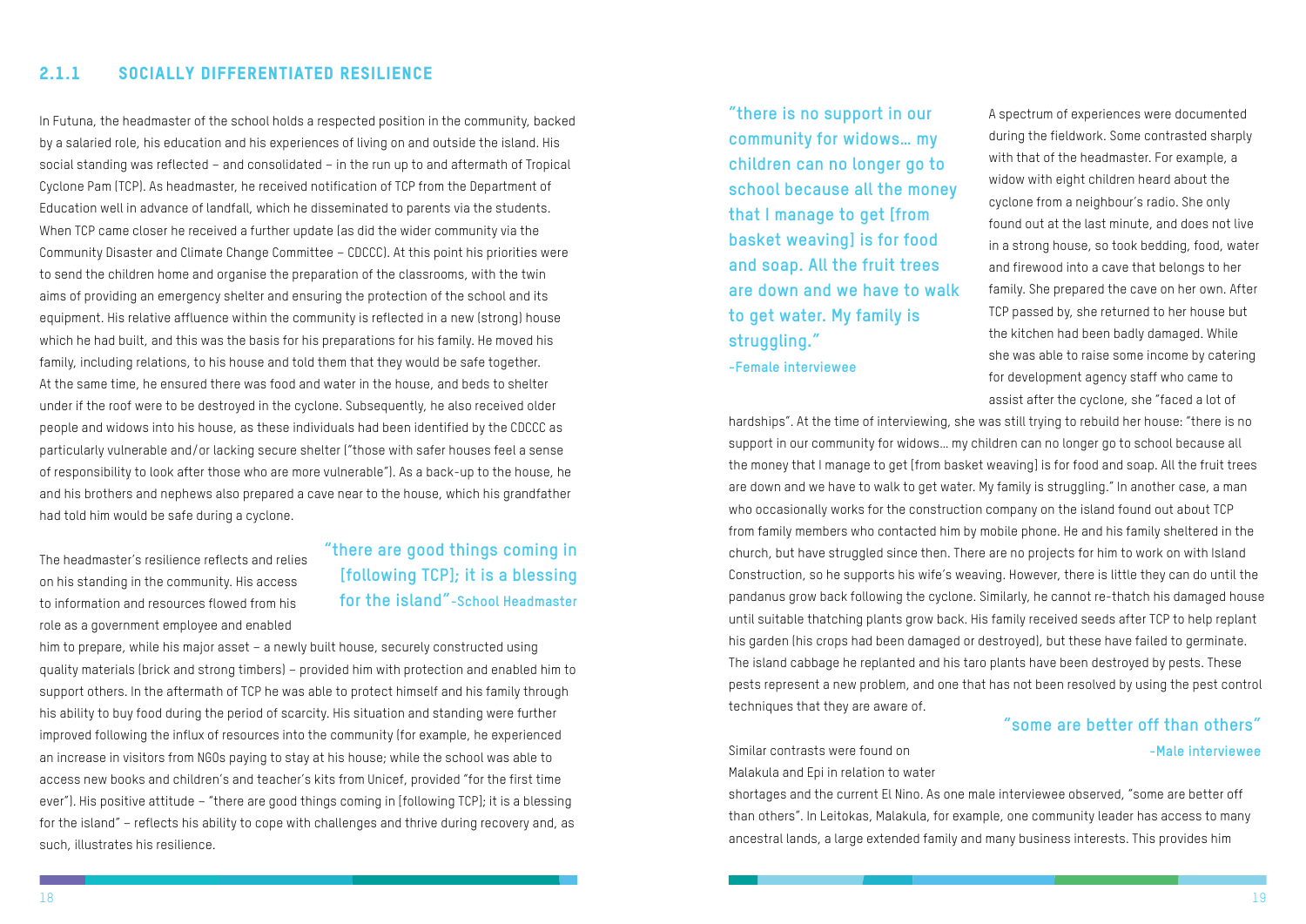### 2.1.1 SOCIALLY DIFFERENTIATED RESILIENCE

In Futuna, the headmaster of the school holds a respected position in the community, backed by a salaried role, his education and his experiences of living on and outside the island. His social standing was reflected – and consolidated – in the run up to and aftermath of Tropical Cyclone Pam (TCP). As headmaster, he received notification of TCP from the Department of Education well in advance of landfall, which he disseminated to parents via the students. When TCP came closer he received a further update (as did the wider community via the Community Disaster and Climate Change Committee – CDCCC). At this point his priorities were to send the children home and organise the preparation of the classrooms, with the twin aims of providing an emergency shelter and ensuring the protection of the school and its equipment. His relative affluence within the community is reflected in a new (strong) house which he had built, and this was the basis for his preparations for his family. He moved his family, including relations, to his house and told them that they would be safe together. At the same time, he ensured there was food and water in the house, and beds to shelter under if the roof were to be destroyed in the cyclone. Subsequently, he also received older people and widows into his house, as these individuals had been identified by the CDCCC as particularly vulnerable and/or lacking secure shelter ("those with safer houses feel a sense of responsibility to look after those who are more vulnerable"). As a back-up to the house, he and his brothers and nephews also prepared a cave near to the house, which his grandfather had told him would be safe during a cyclone.

> **"there are good things coming in [following TCP]; it is a blessing for the island"** –School Headmaster

The headmaster's resilience reflects and relies on his standing in the community. His access to information and resources flowed from his role as a government employee and enabled him to prepare, while his major asset – a newly built house, securely constructed using quality materials (brick and strong timbers) – provided him with protection and enabled him to support others. In the aftermath of TCP he was able to protect himself and his family through his ability to buy food during the period of scarcity. His situation and standing were further improved following the influx of resources into the community (for example, he experienced an increase in visitors from NGOs paying to stay at his house; while the school was able to access new books and children's and teacher's kits from Unicef, provided "for the first time ever"). His positive attitude – "there are good things coming in [following TCP]; it is a blessing for the island" – reflects his ability to cope with challenges and thrive during recovery and, as such, illustrates his resilience.

> **"there is no support in our community for widows… my children can no longer go to school because all the money that I manage to get [from basket weaving] is for food and soap. All the fruit trees are down and we have to walk to get water. My family is struggling."**
> –Female interviewee

A spectrum of experiences were documented during the fieldwork. Some contrasted sharply with that of the headmaster. For example, a widow with eight children heard about the cyclone from a neighbour's radio. She only found out at the last minute, and does not live in a strong house, so took bedding, food, water and firewood into a cave that belongs to her family. She prepared the cave on her own. After TCP passed by, she returned to her house but the kitchen had been badly damaged. While she was able to raise some income by catering for development agency staff who came to assist after the cyclone, she "faced a lot of hardships". At the time of interviewing, she was still trying to rebuild her house: "there is no support in our community for widows… my children can no longer go to school because all the money that I manage to get [from basket weaving] is for food and soap. All the fruit trees are down and we have to walk to get water. My family is struggling." In another case, a man who occasionally works for the construction company on the island found out about TCP from family members who contacted him by mobile phone. He and his family sheltered in the church, but have struggled since then. There are no projects for him to work on with Island Construction, so he supports his wife's weaving. However, there is little they can do until the pandanus grow back following the cyclone. Similarly, he cannot re-thatch his damaged house until suitable thatching plants grow back. His family received seeds after TCP to help replant his garden (his crops had been damaged or destroyed), but these have failed to germinate. The island cabbage he replanted and his taro plants have been destroyed by pests. These pests represent a new problem, and one that has not been resolved by using the pest control techniques that they are aware of.

> **"some are better off than others"** –Male interviewee

Similar contrasts were found on Malakula and Epi in relation to water shortages and the current El Nino. As one male interviewee observed, "some are better off than others". In Leitokas, Malakula, for example, one community leader has access to many ancestral lands, a large extended family and many business interests. This provides him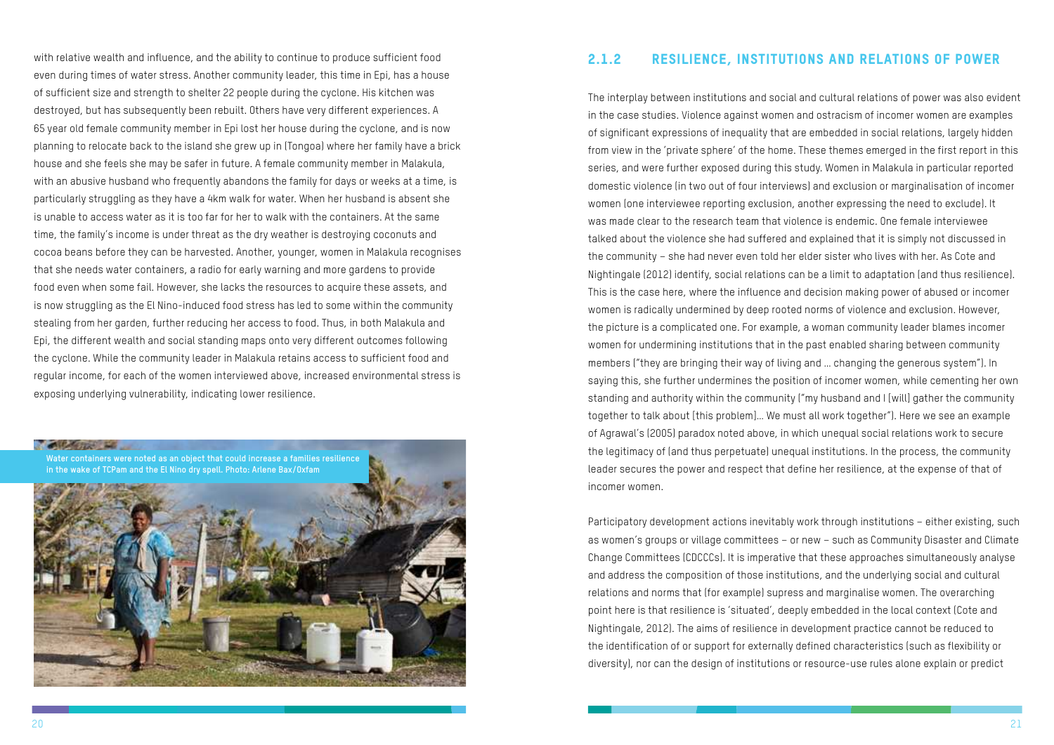with relative wealth and influence, and the ability to continue to produce sufficient food even during times of water stress. Another community leader, this time in Epi, has a house of sufficient size and strength to shelter 22 people during the cyclone. His kitchen was destroyed, but has subsequently been rebuilt. Others have very different experiences. A 65 year old female community member in Epi lost her house during the cyclone, and is now planning to relocate back to the island she grew up in (Tongoa) where her family have a brick house and she feels she may be safer in future. A female community member in Malakula, with an abusive husband who frequently abandons the family for days or weeks at a time, is particularly struggling as they have a 4km walk for water. When her husband is absent she is unable to access water as it is too far for her to walk with the containers. At the same time, the family's income is under threat as the dry weather is destroying coconuts and cocoa beans before they can be harvested. Another, younger, women in Malakula recognises that she needs water containers, a radio for early warning and more gardens to provide food even when some fail. However, she lacks the resources to acquire these assets, and is now struggling as the El Nino-induced food stress has led to some within the community stealing from her garden, further reducing her access to food. Thus, in both Malakula and Epi, the different wealth and social standing maps onto very different outcomes following the cyclone. While the community leader in Malakula retains access to sufficient food and regular income, for each of the women interviewed above, increased environmental stress is exposing underlying vulnerability, indicating lower resilience.

Water containers were noted as an object that could increase a families resilience in the wake of TCPam and the El Nino dry spell. Photo: Arlene Bax/Oxfam

### 2.1.2 RESILIENCE, INSTITUTIONS AND RELATIONS OF POWER

The interplay between institutions and social and cultural relations of power was also evident in the case studies. Violence against women and ostracism of incomer women are examples of significant expressions of inequality that are embedded in social relations, largely hidden from view in the 'private sphere' of the home. These themes emerged in the first report in this series, and were further exposed during this study. Women in Malakula in particular reported domestic violence (in two out of four interviews) and exclusion or marginalisation of incomer women (one interviewee reporting exclusion, another expressing the need to exclude). It was made clear to the research team that violence is endemic. One female interviewee talked about the violence she had suffered and explained that it is simply not discussed in the community – she had never even told her elder sister who lives with her. As Cote and Nightingale (2012) identify, social relations can be a limit to adaptation (and thus resilience). This is the case here, where the influence and decision making power of abused or incomer women is radically undermined by deep rooted norms of violence and exclusion. However, the picture is a complicated one. For example, a woman community leader blames incomer women for undermining institutions that in the past enabled sharing between community members ("they are bringing their way of living and … changing the generous system"). In saying this, she further undermines the position of incomer women, while cementing her own standing and authority within the community ("my husband and I [will] gather the community together to talk about [this problem]… We must all work together"). Here we see an example of Agrawal's (2005) paradox noted above, in which unequal social relations work to secure the legitimacy of (and thus perpetuate) unequal institutions. In the process, the community leader secures the power and respect that define her resilience, at the expense of that of incomer women.

Participatory development actions inevitably work through institutions – either existing, such as women's groups or village committees – or new – such as Community Disaster and Climate Change Committees (CDCCCs). It is imperative that these approaches simultaneously analyse and address the composition of those institutions, and the underlying social and cultural relations and norms that (for example) supress and marginalise women. The overarching point here is that resilience is 'situated', deeply embedded in the local context (Cote and Nightingale, 2012). The aims of resilience in development practice cannot be reduced to the identification of or support for externally defined characteristics (such as flexibility or diversity), nor can the design of institutions or resource-use rules alone explain or predict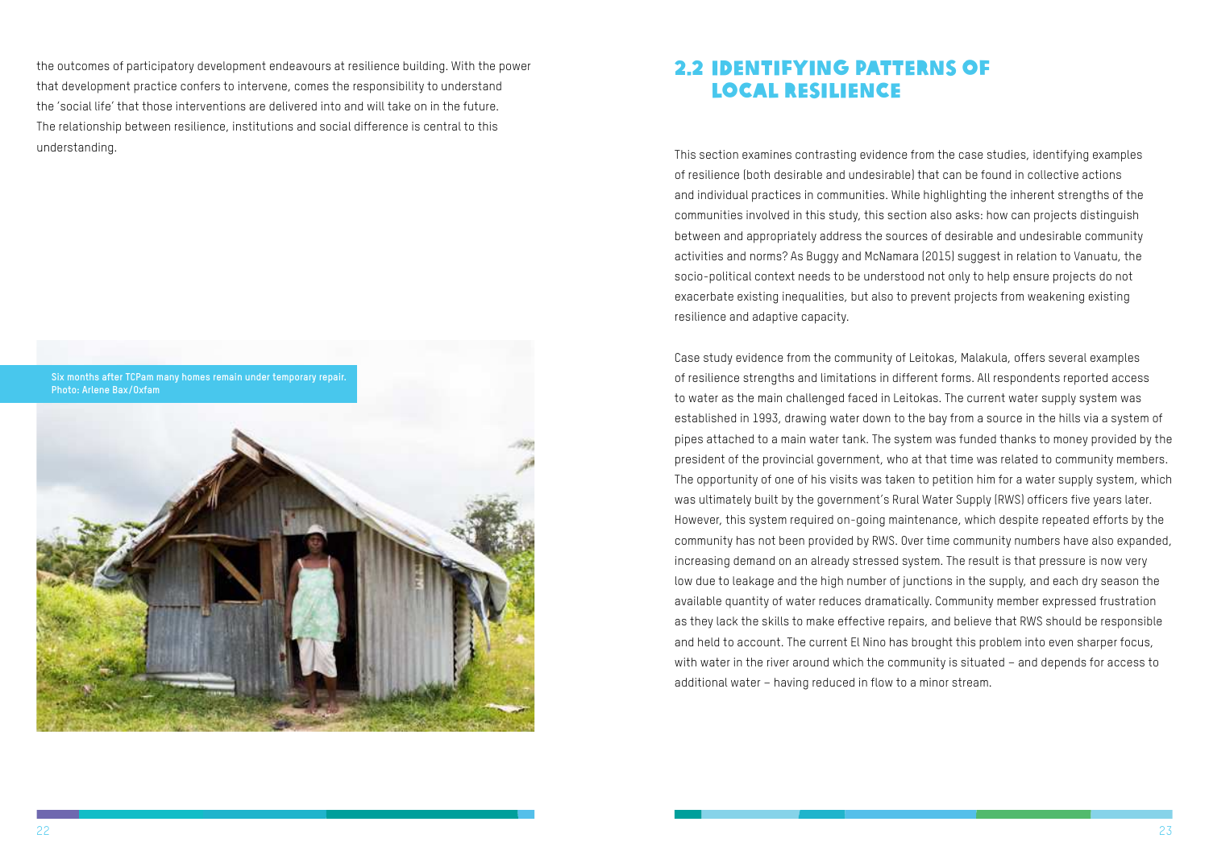the outcomes of participatory development endeavours at resilience building. With the power that development practice confers to intervene, comes the responsibility to understand the 'social life' that those interventions are delivered into and will take on in the future. The relationship between resilience, institutions and social difference is central to this understanding.

Six months after TCPam many homes remain under temporary repair. Photo: Arlene Bax/Oxfam

## 2.2 IDENTIFYING PATTERNS OF LOCAL RESILIENCE

This section examines contrasting evidence from the case studies, identifying examples of resilience (both desirable and undesirable) that can be found in collective actions and individual practices in communities. While highlighting the inherent strengths of the communities involved in this study, this section also asks: how can projects distinguish between and appropriately address the sources of desirable and undesirable community activities and norms? As Buggy and McNamara (2015) suggest in relation to Vanuatu, the socio-political context needs to be understood not only to help ensure projects do not exacerbate existing inequalities, but also to prevent projects from weakening existing resilience and adaptive capacity.

Case study evidence from the community of Leitokas, Malakula, offers several examples of resilience strengths and limitations in different forms. All respondents reported access to water as the main challenged faced in Leitokas. The current water supply system was established in 1993, drawing water down to the bay from a source in the hills via a system of pipes attached to a main water tank. The system was funded thanks to money provided by the president of the provincial government, who at that time was related to community members. The opportunity of one of his visits was taken to petition him for a water supply system, which was ultimately built by the government's Rural Water Supply (RWS) officers five years later. However, this system required on-going maintenance, which despite repeated efforts by the community has not been provided by RWS. Over time community numbers have also expanded, increasing demand on an already stressed system. The result is that pressure is now very low due to leakage and the high number of junctions in the supply, and each dry season the available quantity of water reduces dramatically. Community member expressed frustration as they lack the skills to make effective repairs, and believe that RWS should be responsible and held to account. The current El Nino has brought this problem into even sharper focus, with water in the river around which the community is situated – and depends for access to additional water – having reduced in flow to a minor stream.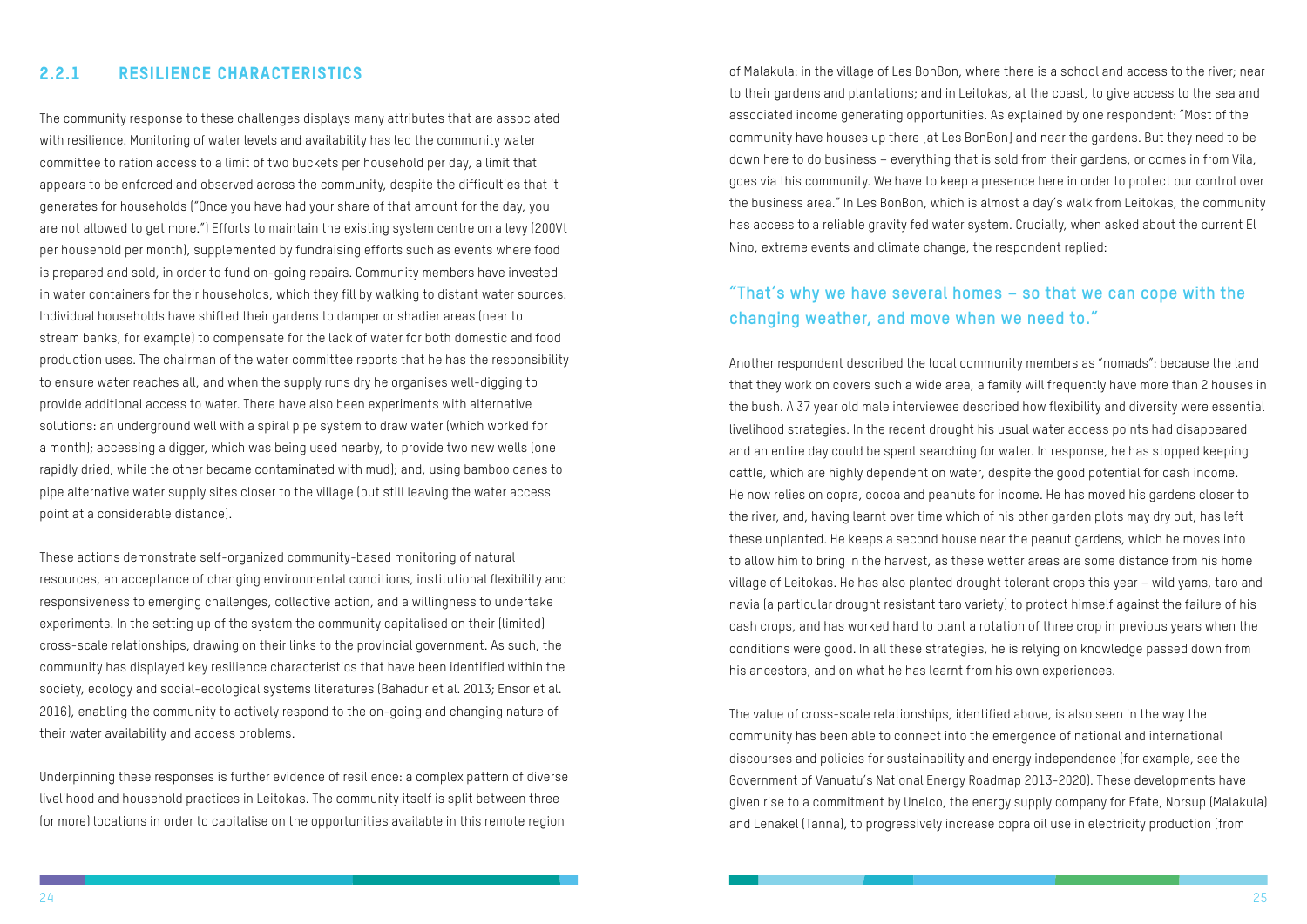### 2.2.1 RESILIENCE CHARACTERISTICS

The community response to these challenges displays many attributes that are associated with resilience. Monitoring of water levels and availability has led the community water committee to ration access to a limit of two buckets per household per day, a limit that appears to be enforced and observed across the community, despite the difficulties that it generates for households ("Once you have had your share of that amount for the day, you are not allowed to get more.") Efforts to maintain the existing system centre on a levy (200Vt per household per month), supplemented by fundraising efforts such as events where food is prepared and sold, in order to fund on-going repairs. Community members have invested in water containers for their households, which they fill by walking to distant water sources. Individual households have shifted their gardens to damper or shadier areas (near to stream banks, for example) to compensate for the lack of water for both domestic and food production uses. The chairman of the water committee reports that he has the responsibility to ensure water reaches all, and when the supply runs dry he organises well-digging to provide additional access to water. There have also been experiments with alternative solutions: an underground well with a spiral pipe system to draw water (which worked for a month); accessing a digger, which was being used nearby, to provide two new wells (one rapidly dried, while the other became contaminated with mud); and, using bamboo canes to pipe alternative water supply sites closer to the village (but still leaving the water access point at a considerable distance).

These actions demonstrate self-organized community-based monitoring of natural resources, an acceptance of changing environmental conditions, institutional flexibility and responsiveness to emerging challenges, collective action, and a willingness to undertake experiments. In the setting up of the system the community capitalised on their (limited) cross-scale relationships, drawing on their links to the provincial government. As such, the community has displayed key resilience characteristics that have been identified within the society, ecology and social-ecological systems literatures (Bahadur et al. 2013; Ensor et al. 2016), enabling the community to actively respond to the on-going and changing nature of their water availability and access problems.

Underpinning these responses is further evidence of resilience: a complex pattern of diverse livelihood and household practices in Leitokas. The community itself is split between three (or more) locations in order to capitalise on the opportunities available in this remote region of Malakula: in the village of Les BonBon, where there is a school and access to the river; near to their gardens and plantations; and in Leitokas, at the coast, to give access to the sea and associated income generating opportunities. As explained by one respondent: "Most of the community have houses up there [at Les BonBon] and near the gardens. But they need to be down here to do business – everything that is sold from their gardens, or comes in from Vila, goes via this community. We have to keep a presence here in order to protect our control over the business area." In Les BonBon, which is almost a day's walk from Leitokas, the community has access to a reliable gravity fed water system. Crucially, when asked about the current El Nino, extreme events and climate change, the respondent replied:

**"That's why we have several homes – so that we can cope with the changing weather, and move when we need to."**

Another respondent described the local community members as "nomads": because the land that they work on covers such a wide area, a family will frequently have more than 2 houses in the bush. A 37 year old male interviewee described how flexibility and diversity were essential livelihood strategies. In the recent drought his usual water access points had disappeared and an entire day could be spent searching for water. In response, he has stopped keeping cattle, which are highly dependent on water, despite the good potential for cash income. He now relies on copra, cocoa and peanuts for income. He has moved his gardens closer to the river, and, having learnt over time which of his other garden plots may dry out, has left these unplanted. He keeps a second house near the peanut gardens, which he moves into to allow him to bring in the harvest, as these wetter areas are some distance from his home village of Leitokas. He has also planted drought tolerant crops this year – wild yams, taro and navia (a particular drought resistant taro variety) to protect himself against the failure of his cash crops, and has worked hard to plant a rotation of three crop in previous years when the conditions were good. In all these strategies, he is relying on knowledge passed down from his ancestors, and on what he has learnt from his own experiences.

The value of cross-scale relationships, identified above, is also seen in the way the community has been able to connect into the emergence of national and international discourses and policies for sustainability and energy independence (for example, see the Government of Vanuatu's National Energy Roadmap 2013-2020). These developments have given rise to a commitment by Unelco, the energy supply company for Efate, Norsup (Malakula) and Lenakel (Tanna), to progressively increase copra oil use in electricity production (from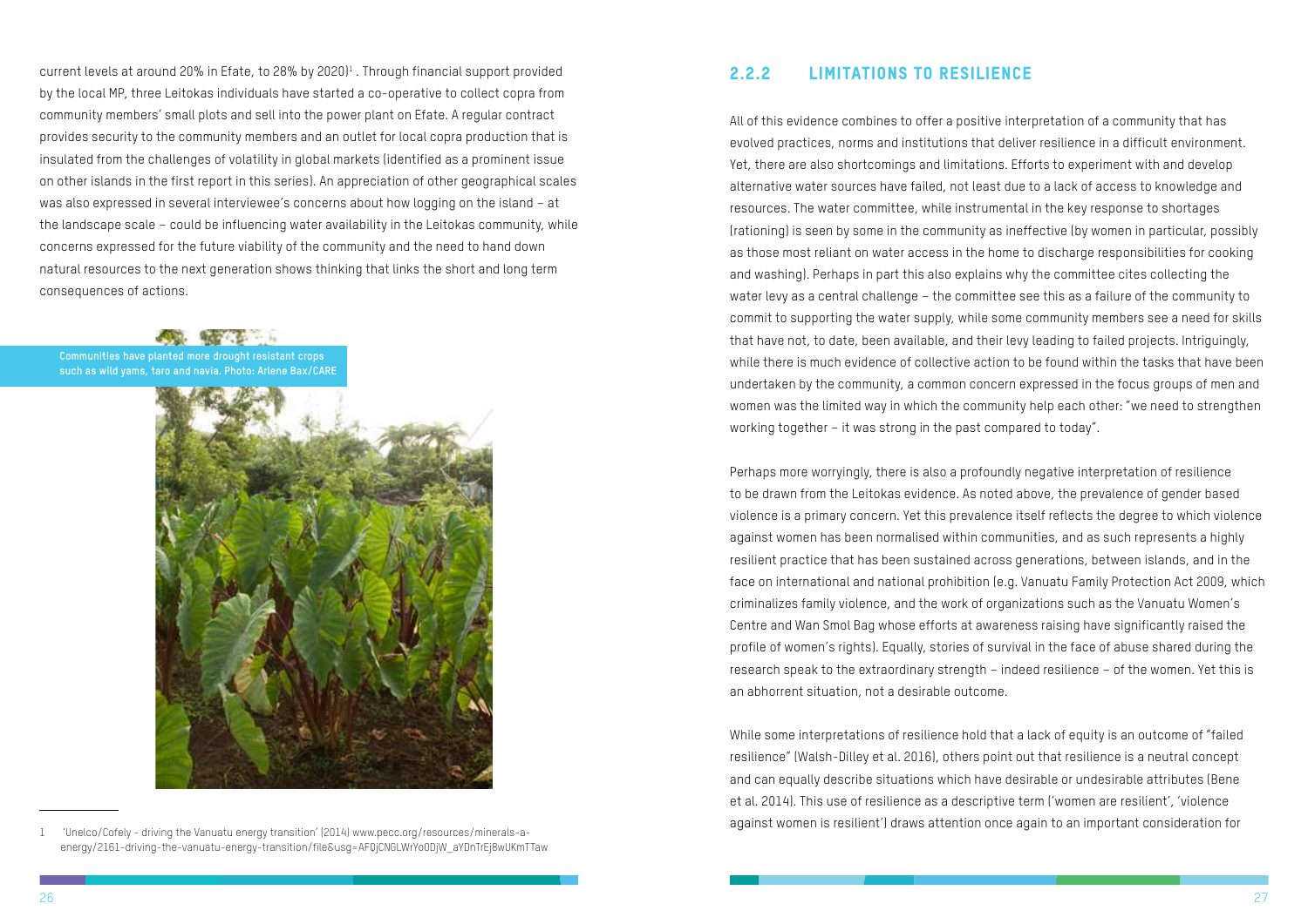current levels at around 20% in Efate, to 28% by 2020)[1]. Through financial support provided by the local MP, three Leitokas individuals have started a co-operative to collect copra from community members' small plots and sell into the power plant on Efate. A regular contract provides security to the community members and an outlet for local copra production that is insulated from the challenges of volatility in global markets (identified as a prominent issue on other islands in the first report in this series). An appreciation of other geographical scales was also expressed in several interviewee's concerns about how logging on the island – at the landscape scale – could be influencing water availability in the Leitokas community, while concerns expressed for the future viability of the community and the need to hand down natural resources to the next generation shows thinking that links the short and long term consequences of actions.

Communities have planted more drought resistant crops such as wild yams, taro and navia. Photo: Arlene Bax/CARE

1 'Unelco/Cofely - driving the Vanuatu energy transition' (2014) www.pecc.org/resources/minerals-a-energy/2161-driving-the-vanuatu-energy-transition/file&usg=AFQjCNGLWrYo0DjW_aYDnTrEj8wUKmTTaw

## 2.2.2 LIMITATIONS TO RESILIENCE

All of this evidence combines to offer a positive interpretation of a community that has evolved practices, norms and institutions that deliver resilience in a difficult environment. Yet, there are also shortcomings and limitations. Efforts to experiment with and develop alternative water sources have failed, not least due to a lack of access to knowledge and resources. The water committee, while instrumental in the key response to shortages (rationing) is seen by some in the community as ineffective (by women in particular, possibly as those most reliant on water access in the home to discharge responsibilities for cooking and washing). Perhaps in part this also explains why the committee cites collecting the water levy as a central challenge – the committee see this as a failure of the community to commit to supporting the water supply, while some community members see a need for skills that have not, to date, been available, and their levy leading to failed projects. Intriguingly, while there is much evidence of collective action to be found within the tasks that have been undertaken by the community, a common concern expressed in the focus groups of men and women was the limited way in which the community help each other: "we need to strengthen working together – it was strong in the past compared to today".

Perhaps more worryingly, there is also a profoundly negative interpretation of resilience to be drawn from the Leitokas evidence. As noted above, the prevalence of gender based violence is a primary concern. Yet this prevalence itself reflects the degree to which violence against women has been normalised within communities, and as such represents a highly resilient practice that has been sustained across generations, between islands, and in the face on international and national prohibition (e.g. Vanuatu Family Protection Act 2009, which criminalizes family violence, and the work of organizations such as the Vanuatu Women's Centre and Wan Smol Bag whose efforts at awareness raising have significantly raised the profile of women's rights). Equally, stories of survival in the face of abuse shared during the research speak to the extraordinary strength – indeed resilience – of the women. Yet this is an abhorrent situation, not a desirable outcome.

While some interpretations of resilience hold that a lack of equity is an outcome of "failed resilience" (Walsh-Dilley et al. 2016), others point out that resilience is a neutral concept and can equally describe situations which have desirable or undesirable attributes (Bene et al. 2014). This use of resilience as a descriptive term ('women are resilient', 'violence against women is resilient') draws attention once again to an important consideration for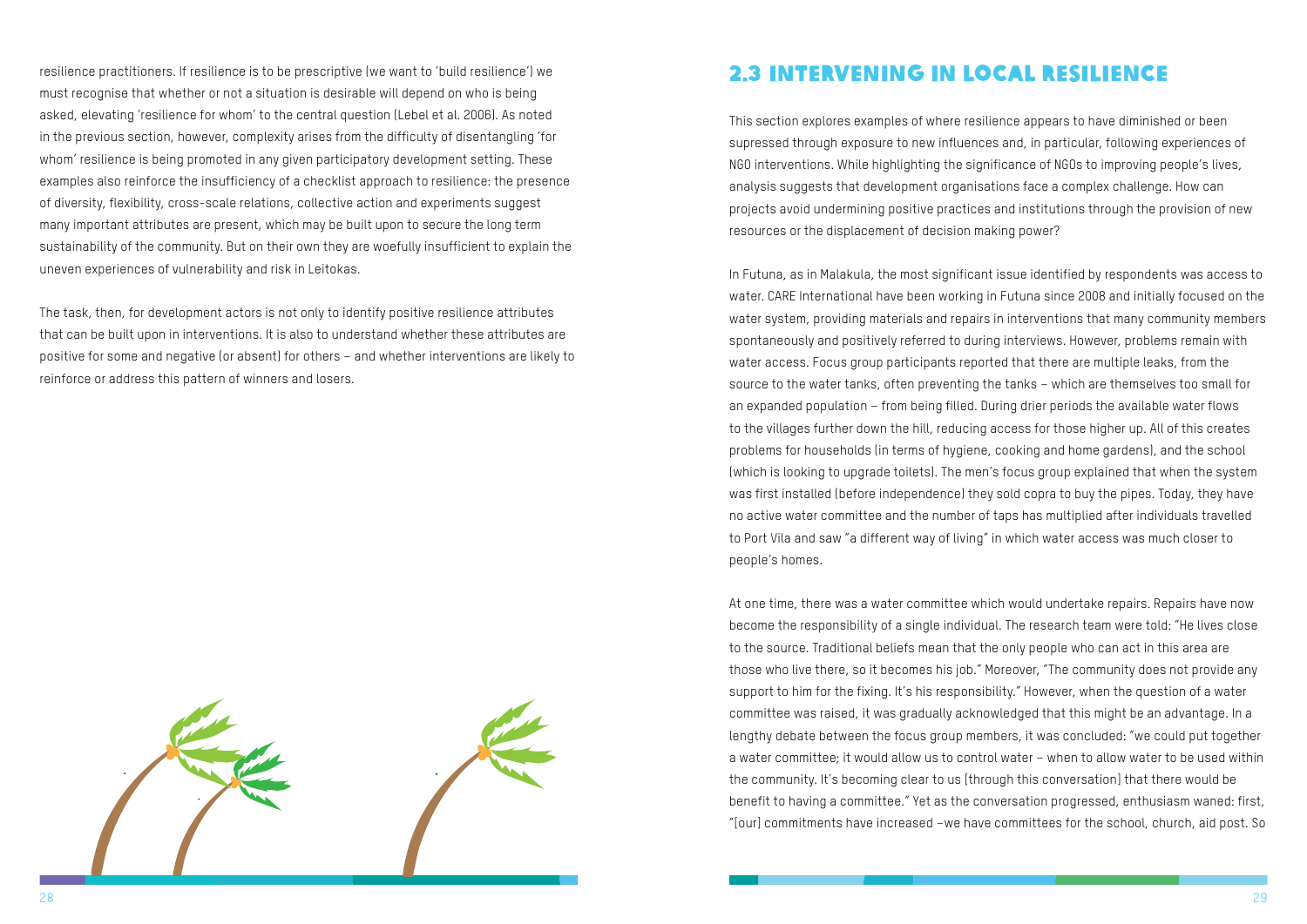resilience practitioners. If resilience is to be prescriptive (we want to 'build resilience') we must recognise that whether or not a situation is desirable will depend on who is being asked, elevating 'resilience for whom' to the central question (Lebel et al. 2006). As noted in the previous section, however, complexity arises from the difficulty of disentangling 'for whom' resilience is being promoted in any given participatory development setting. These examples also reinforce the insufficiency of a checklist approach to resilience: the presence of diversity, flexibility, cross-scale relations, collective action and experiments suggest many important attributes are present, which may be built upon to secure the long term sustainability of the community. But on their own they are woefully insufficient to explain the uneven experiences of vulnerability and risk in Leitokas.

The task, then, for development actors is not only to identify positive resilience attributes that can be built upon in interventions. It is also to understand whether these attributes are positive for some and negative (or absent) for others – and whether interventions are likely to reinforce or address this pattern of winners and losers.

## 2.3 INTERVENING IN LOCAL RESILIENCE

This section explores examples of where resilience appears to have diminished or been supressed through exposure to new influences and, in particular, following experiences of NGO interventions. While highlighting the significance of NGOs to improving people's lives, analysis suggests that development organisations face a complex challenge. How can projects avoid undermining positive practices and institutions through the provision of new resources or the displacement of decision making power?

In Futuna, as in Malakula, the most significant issue identified by respondents was access to water. CARE International have been working in Futuna since 2008 and initially focused on the water system, providing materials and repairs in interventions that many community members spontaneously and positively referred to during interviews. However, problems remain with water access. Focus group participants reported that there are multiple leaks, from the source to the water tanks, often preventing the tanks – which are themselves too small for an expanded population – from being filled. During drier periods the available water flows to the villages further down the hill, reducing access for those higher up. All of this creates problems for households (in terms of hygiene, cooking and home gardens), and the school (which is looking to upgrade toilets). The men's focus group explained that when the system was first installed (before independence) they sold copra to buy the pipes. Today, they have no active water committee and the number of taps has multiplied after individuals travelled to Port Vila and saw "a different way of living" in which water access was much closer to people's homes.

At one time, there was a water committee which would undertake repairs. Repairs have now become the responsibility of a single individual. The research team were told: "He lives close to the source. Traditional beliefs mean that the only people who can act in this area are those who live there, so it becomes his job." Moreover, "The community does not provide any support to him for the fixing. It's his responsibility." However, when the question of a water committee was raised, it was gradually acknowledged that this might be an advantage. In a lengthy debate between the focus group members, it was concluded: "we could put together a water committee; it would allow us to control water – when to allow water to be used within the community. It's becoming clear to us [through this conversation] that there would be benefit to having a committee." Yet as the conversation progressed, enthusiasm waned: first, "[our] commitments have increased –we have committees for the school, church, aid post. So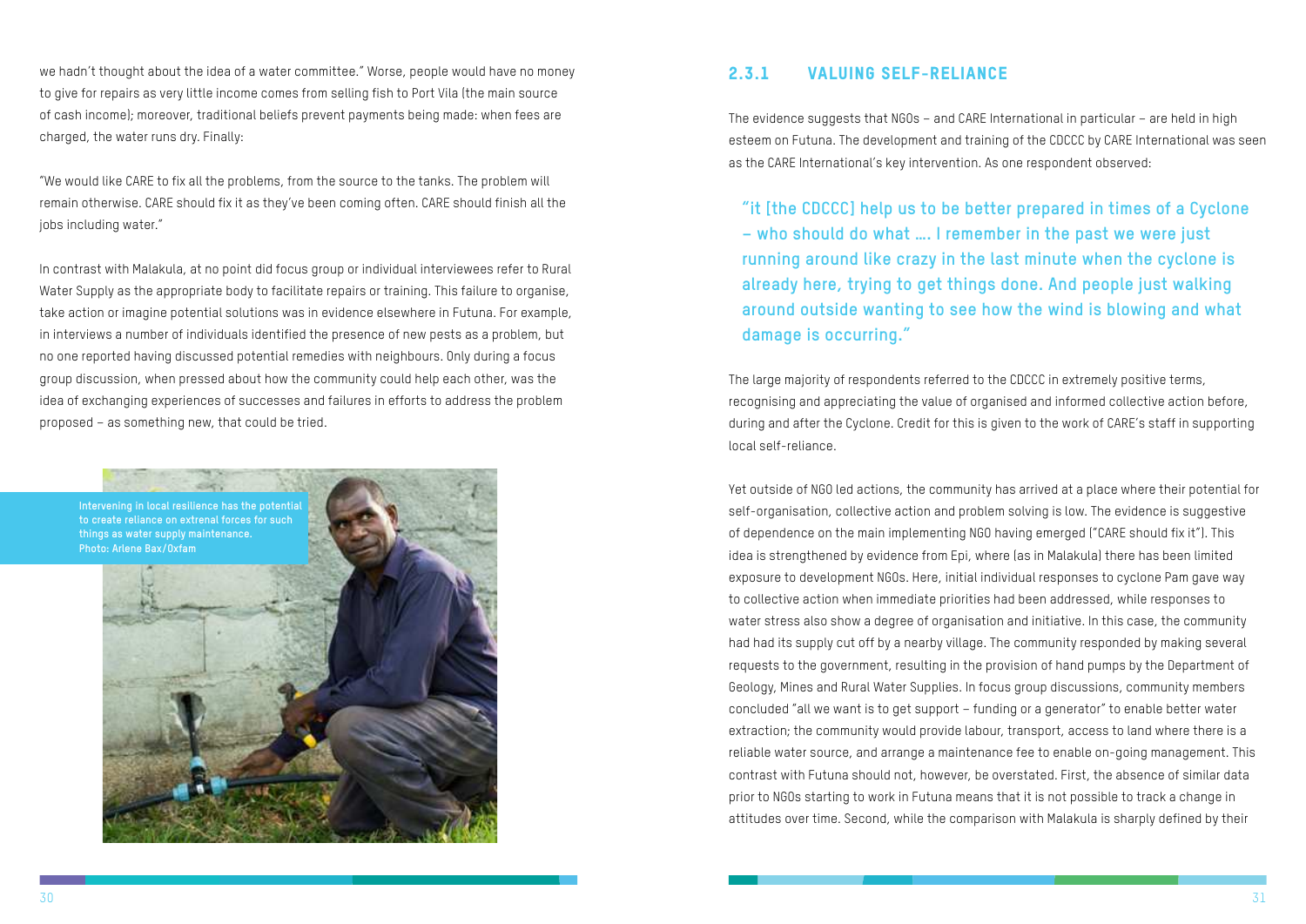we hadn't thought about the idea of a water committee." Worse, people would have no money to give for repairs as very little income comes from selling fish to Port Vila (the main source of cash income); moreover, traditional beliefs prevent payments being made: when fees are charged, the water runs dry. Finally:

"We would like CARE to fix all the problems, from the source to the tanks. The problem will remain otherwise. CARE should fix it as they've been coming often. CARE should finish all the jobs including water."

In contrast with Malakula, at no point did focus group or individual interviewees refer to Rural Water Supply as the appropriate body to facilitate repairs or training. This failure to organise, take action or imagine potential solutions was in evidence elsewhere in Futuna. For example, in interviews a number of individuals identified the presence of new pests as a problem, but no one reported having discussed potential remedies with neighbours. Only during a focus group discussion, when pressed about how the community could help each other, was the idea of exchanging experiences of successes and failures in efforts to address the problem proposed – as something new, that could be tried.

**Intervening in local resilience has the potential to create reliance on extrenal forces for such things as water supply maintenance. Photo: Arlene Bax/Oxfam**

### 2.3.1 VALUING SELF-RELIANCE

The evidence suggests that NGOs – and CARE International in particular – are held in high esteem on Futuna. The development and training of the CDCCC by CARE International was seen as the CARE International's key intervention. As one respondent observed:

> **"it [the CDCCC] help us to be better prepared in times of a Cyclone – who should do what .... I remember in the past we were just running around like crazy in the last minute when the cyclone is already here, trying to get things done. And people just walking around outside wanting to see how the wind is blowing and what damage is occurring."**

The large majority of respondents referred to the CDCCC in extremely positive terms, recognising and appreciating the value of organised and informed collective action before, during and after the Cyclone. Credit for this is given to the work of CARE's staff in supporting local self-reliance.

Yet outside of NGO led actions, the community has arrived at a place where their potential for self-organisation, collective action and problem solving is low. The evidence is suggestive of dependence on the main implementing NGO having emerged ("CARE should fix it"). This idea is strengthened by evidence from Epi, where (as in Malakula) there has been limited exposure to development NGOs. Here, initial individual responses to cyclone Pam gave way to collective action when immediate priorities had been addressed, while responses to water stress also show a degree of organisation and initiative. In this case, the community had had its supply cut off by a nearby village. The community responded by making several requests to the government, resulting in the provision of hand pumps by the Department of Geology, Mines and Rural Water Supplies. In focus group discussions, community members concluded "all we want is to get support – funding or a generator" to enable better water extraction; the community would provide labour, transport, access to land where there is a reliable water source, and arrange a maintenance fee to enable on-going management. This contrast with Futuna should not, however, be overstated. First, the absence of similar data prior to NGOs starting to work in Futuna means that it is not possible to track a change in attitudes over time. Second, while the comparison with Malakula is sharply defined by their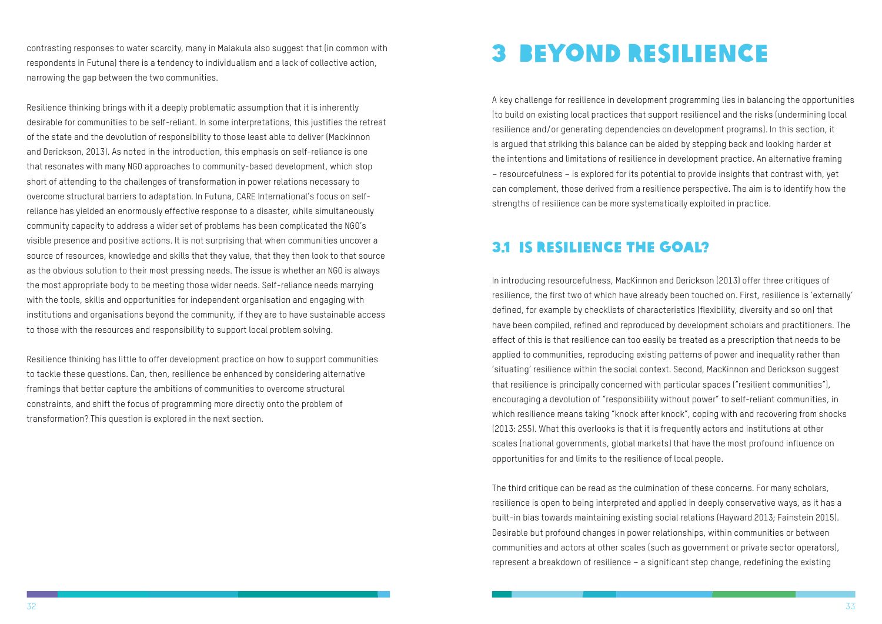contrasting responses to water scarcity, many in Malakula also suggest that (in common with respondents in Futuna) there is a tendency to individualism and a lack of collective action, narrowing the gap between the two communities.

Resilience thinking brings with it a deeply problematic assumption that it is inherently desirable for communities to be self-reliant. In some interpretations, this justifies the retreat of the state and the devolution of responsibility to those least able to deliver (Mackinnon and Derickson, 2013). As noted in the introduction, this emphasis on self-reliance is one that resonates with many NGO approaches to community-based development, which stop short of attending to the challenges of transformation in power relations necessary to overcome structural barriers to adaptation. In Futuna, CARE International's focus on self-reliance has yielded an enormously effective response to a disaster, while simultaneously community capacity to address a wider set of problems has been complicated the NGO's visible presence and positive actions. It is not surprising that when communities uncover a source of resources, knowledge and skills that they value, that they then look to that source as the obvious solution to their most pressing needs. The issue is whether an NGO is always the most appropriate body to be meeting those wider needs. Self-reliance needs marrying with the tools, skills and opportunities for independent organisation and engaging with institutions and organisations beyond the community, if they are to have sustainable access to those with the resources and responsibility to support local problem solving.

Resilience thinking has little to offer development practice on how to support communities to tackle these questions. Can, then, resilience be enhanced by considering alternative framings that better capture the ambitions of communities to overcome structural constraints, and shift the focus of programming more directly onto the problem of transformation? This question is explored in the next section.

# 3 BEYOND RESILIENCE

A key challenge for resilience in development programming lies in balancing the opportunities (to build on existing local practices that support resilience) and the risks (undermining local resilience and/or generating dependencies on development programs). In this section, it is argued that striking this balance can be aided by stepping back and looking harder at the intentions and limitations of resilience in development practice. An alternative framing – resourcefulness – is explored for its potential to provide insights that contrast with, yet can complement, those derived from a resilience perspective. The aim is to identify how the strengths of resilience can be more systematically exploited in practice.

## 3.1 IS RESILIENCE THE GOAL?

In introducing resourcefulness, MacKinnon and Derickson (2013) offer three critiques of resilience, the first two of which have already been touched on. First, resilience is 'externally' defined, for example by checklists of characteristics (flexibility, diversity and so on) that have been compiled, refined and reproduced by development scholars and practitioners. The effect of this is that resilience can too easily be treated as a prescription that needs to be applied to communities, reproducing existing patterns of power and inequality rather than 'situating' resilience within the social context. Second, MacKinnon and Derickson suggest that resilience is principally concerned with particular spaces ("resilient communities"), encouraging a devolution of "responsibility without power" to self-reliant communities, in which resilience means taking "knock after knock", coping with and recovering from shocks (2013: 255). What this overlooks is that it is frequently actors and institutions at other scales (national governments, global markets) that have the most profound influence on opportunities for and limits to the resilience of local people.

The third critique can be read as the culmination of these concerns. For many scholars, resilience is open to being interpreted and applied in deeply conservative ways, as it has a built-in bias towards maintaining existing social relations (Hayward 2013; Fainstein 2015). Desirable but profound changes in power relationships, within communities or between communities and actors at other scales (such as government or private sector operators), represent a breakdown of resilience – a significant step change, redefining the existing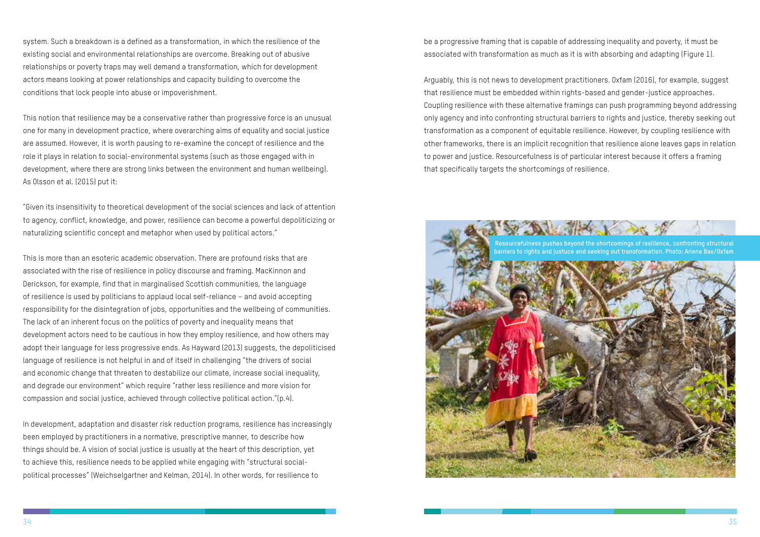system. Such a breakdown is a defined as a transformation, in which the resilience of the existing social and environmental relationships are overcome. Breaking out of abusive relationships or poverty traps may well demand a transformation, which for development actors means looking at power relationships and capacity building to overcome the conditions that lock people into abuse or impoverishment.

This notion that resilience may be a conservative rather than progressive force is an unusual one for many in development practice, where overarching aims of equality and social justice are assumed. However, it is worth pausing to re-examine the concept of resilience and the role it plays in relation to social-environmental systems (such as those engaged with in development, where there are strong links between the environment and human wellbeing). As Olsson et al. (2015) put it:

"Given its insensitivity to theoretical development of the social sciences and lack of attention to agency, conflict, knowledge, and power, resilience can become a powerful depoliticizing or naturalizing scientific concept and metaphor when used by political actors."

This is more than an esoteric academic observation. There are profound risks that are associated with the rise of resilience in policy discourse and framing. MacKinnon and Derickson, for example, find that in marginalised Scottish communities, the language of resilience is used by politicians to applaud local self-reliance – and avoid accepting responsibility for the disintegration of jobs, opportunities and the wellbeing of communities. The lack of an inherent focus on the politics of poverty and inequality means that development actors need to be cautious in how they employ resilience, and how others may adopt their language for less progressive ends. As Hayward (2013) suggests, the depoliticised language of resilience is not helpful in and of itself in challenging "the drivers of social and economic change that threaten to destabilize our climate, increase social inequality, and degrade our environment" which require "rather less resilience and more vision for compassion and social justice, achieved through collective political action."(p.4).

In development, adaptation and disaster risk reduction programs, resilience has increasingly been employed by practitioners in a normative, prescriptive manner, to describe how things should be. A vision of social justice is usually at the heart of this description, yet to achieve this, resilience needs to be applied while engaging with "structural social-political processes" (Weichselgartner and Kelman, 2014). In other words, for resilience to be a progressive framing that is capable of addressing inequality and poverty, it must be associated with transformation as much as it is with absorbing and adapting (Figure 1).

Arguably, this is not news to development practitioners. Oxfam (2016), for example, suggest that resilience must be embedded within rights-based and gender-justice approaches. Coupling resilience with these alternative framings can push programming beyond addressing only agency and into confronting structural barriers to rights and justice, thereby seeking out transformation as a component of equitable resilience. However, by coupling resilience with other frameworks, there is an implicit recognition that resilience alone leaves gaps in relation to power and justice. Resourcefulness is of particular interest because it offers a framing that specifically targets the shortcomings of resilience.

Resourcefulness pushes beyond the shortcomings of resilience, confronting structural barriers to rights and justuce and seeking out transformation. Photo: Arlene Bax/Oxfam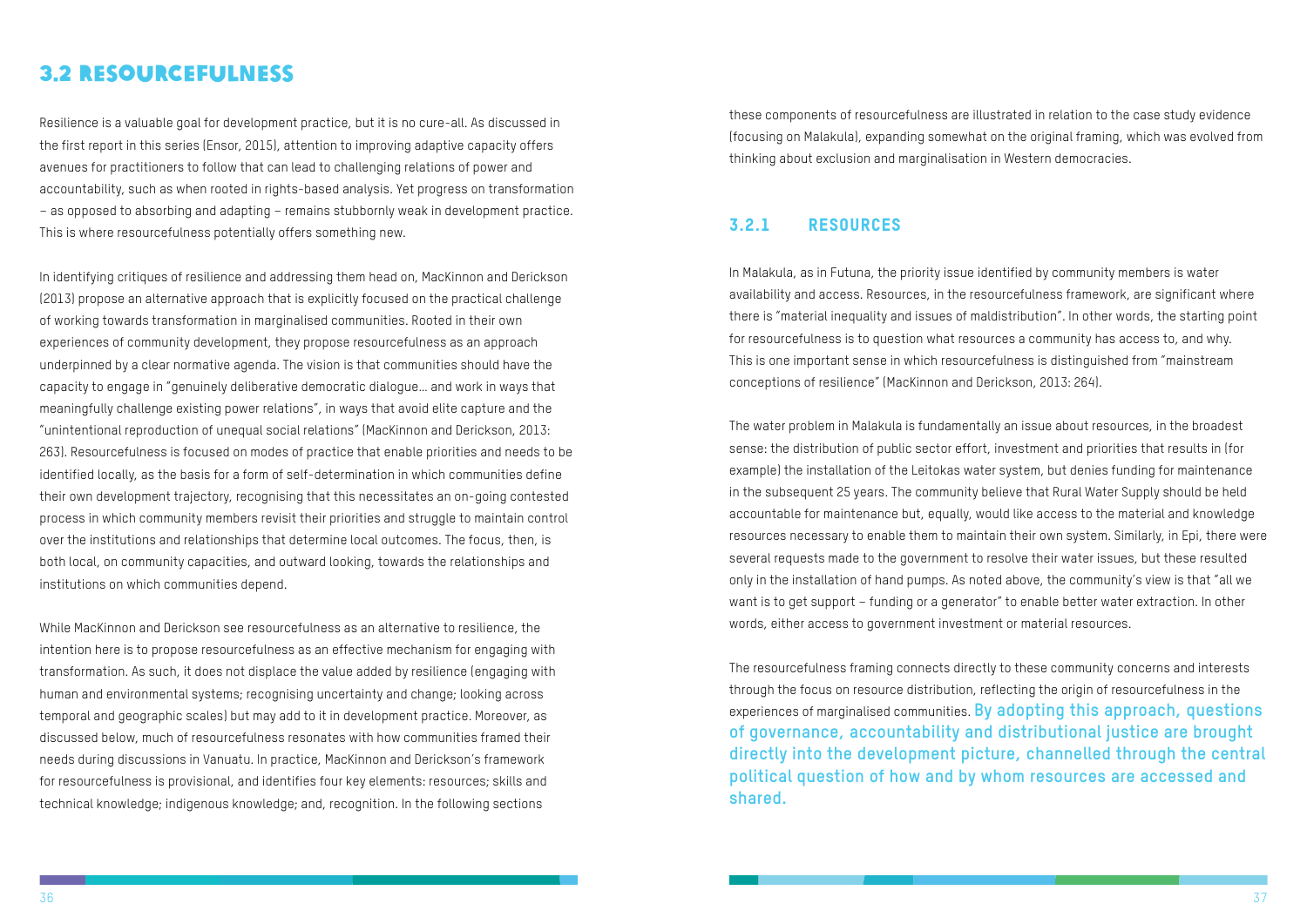## 3.2 RESOURCEFULNESS

Resilience is a valuable goal for development practice, but it is no cure-all. As discussed in the first report in this series (Ensor, 2015), attention to improving adaptive capacity offers avenues for practitioners to follow that can lead to challenging relations of power and accountability, such as when rooted in rights-based analysis. Yet progress on transformation – as opposed to absorbing and adapting – remains stubbornly weak in development practice. This is where resourcefulness potentially offers something new.

In identifying critiques of resilience and addressing them head on, MacKinnon and Derickson (2013) propose an alternative approach that is explicitly focused on the practical challenge of working towards transformation in marginalised communities. Rooted in their own experiences of community development, they propose resourcefulness as an approach underpinned by a clear normative agenda. The vision is that communities should have the capacity to engage in "genuinely deliberative democratic dialogue… and work in ways that meaningfully challenge existing power relations", in ways that avoid elite capture and the "unintentional reproduction of unequal social relations" (MacKinnon and Derickson, 2013: 263). Resourcefulness is focused on modes of practice that enable priorities and needs to be identified locally, as the basis for a form of self-determination in which communities define their own development trajectory, recognising that this necessitates an on-going contested process in which community members revisit their priorities and struggle to maintain control over the institutions and relationships that determine local outcomes. The focus, then, is both local, on community capacities, and outward looking, towards the relationships and institutions on which communities depend.

While MacKinnon and Derickson see resourcefulness as an alternative to resilience, the intention here is to propose resourcefulness as an effective mechanism for engaging with transformation. As such, it does not displace the value added by resilience (engaging with human and environmental systems; recognising uncertainty and change; looking across temporal and geographic scales) but may add to it in development practice. Moreover, as discussed below, much of resourcefulness resonates with how communities framed their needs during discussions in Vanuatu. In practice, MacKinnon and Derickson's framework for resourcefulness is provisional, and identifies four key elements: resources; skills and technical knowledge; indigenous knowledge; and, recognition. In the following sections these components of resourcefulness are illustrated in relation to the case study evidence (focusing on Malakula), expanding somewhat on the original framing, which was evolved from thinking about exclusion and marginalisation in Western democracies.

### 3.2.1 RESOURCES

In Malakula, as in Futuna, the priority issue identified by community members is water availability and access. Resources, in the resourcefulness framework, are significant where there is "material inequality and issues of maldistribution". In other words, the starting point for resourcefulness is to question what resources a community has access to, and why. This is one important sense in which resourcefulness is distinguished from "mainstream conceptions of resilience" (MacKinnon and Derickson, 2013: 264).

The water problem in Malakula is fundamentally an issue about resources, in the broadest sense: the distribution of public sector effort, investment and priorities that results in (for example) the installation of the Leitokas water system, but denies funding for maintenance in the subsequent 25 years. The community believe that Rural Water Supply should be held accountable for maintenance but, equally, would like access to the material and knowledge resources necessary to enable them to maintain their own system. Similarly, in Epi, there were several requests made to the government to resolve their water issues, but these resulted only in the installation of hand pumps. As noted above, the community's view is that "all we want is to get support – funding or a generator" to enable better water extraction. In other words, either access to government investment or material resources.

The resourcefulness framing connects directly to these community concerns and interests through the focus on resource distribution, reflecting the origin of resourcefulness in the experiences of marginalised communities. **By adopting this approach, questions of governance, accountability and distributional justice are brought directly into the development picture, channelled through the central political question of how and by whom resources are accessed and shared.**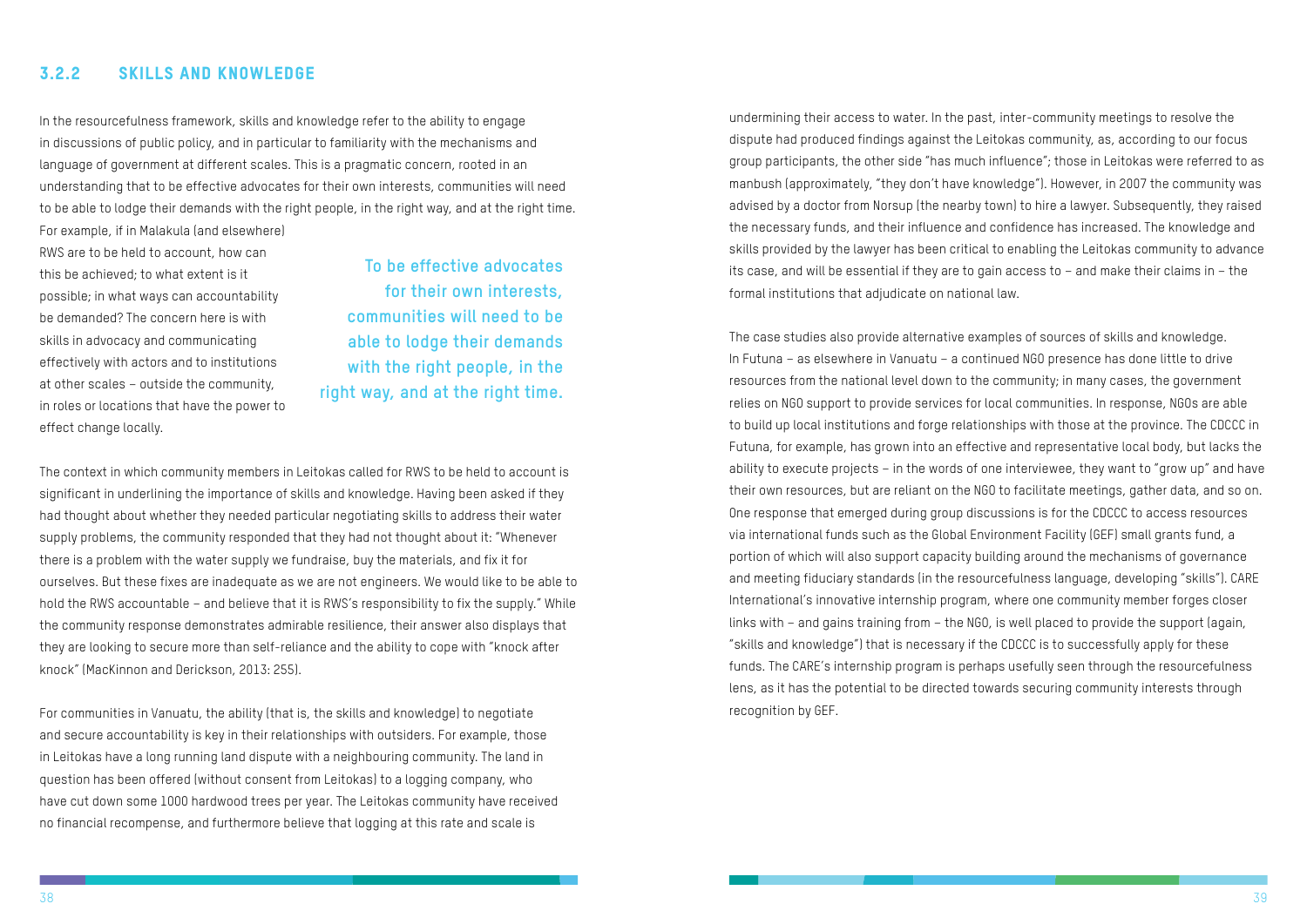### 3.2.2 SKILLS AND KNOWLEDGE

In the resourcefulness framework, skills and knowledge refer to the ability to engage in discussions of public policy, and in particular to familiarity with the mechanisms and language of government at different scales. This is a pragmatic concern, rooted in an understanding that to be effective advocates for their own interests, communities will need to be able to lodge their demands with the right people, in the right way, and at the right time. For example, if in Malakula (and elsewhere) RWS are to be held to account, how can this be achieved; to what extent is it possible; in what ways can accountability be demanded? The concern here is with skills in advocacy and communicating effectively with actors and to institutions at other scales – outside the community, in roles or locations that have the power to effect change locally.

**To be effective advocates for their own interests, communities will need to be able to lodge their demands with the right people, in the right way, and at the right time.**

The context in which community members in Leitokas called for RWS to be held to account is significant in underlining the importance of skills and knowledge. Having been asked if they had thought about whether they needed particular negotiating skills to address their water supply problems, the community responded that they had not thought about it: "Whenever there is a problem with the water supply we fundraise, buy the materials, and fix it for ourselves. But these fixes are inadequate as we are not engineers. We would like to be able to hold the RWS accountable – and believe that it is RWS's responsibility to fix the supply." While the community response demonstrates admirable resilience, their answer also displays that they are looking to secure more than self-reliance and the ability to cope with "knock after knock" (MacKinnon and Derickson, 2013: 255).

For communities in Vanuatu, the ability (that is, the skills and knowledge) to negotiate and secure accountability is key in their relationships with outsiders. For example, those in Leitokas have a long running land dispute with a neighbouring community. The land in question has been offered (without consent from Leitokas) to a logging company, who have cut down some 1000 hardwood trees per year. The Leitokas community have received no financial recompense, and furthermore believe that logging at this rate and scale is undermining their access to water. In the past, inter-community meetings to resolve the dispute had produced findings against the Leitokas community, as, according to our focus group participants, the other side "has much influence"; those in Leitokas were referred to as manbush (approximately, "they don't have knowledge"). However, in 2007 the community was advised by a doctor from Norsup (the nearby town) to hire a lawyer. Subsequently, they raised the necessary funds, and their influence and confidence has increased. The knowledge and skills provided by the lawyer has been critical to enabling the Leitokas community to advance its case, and will be essential if they are to gain access to – and make their claims in – the formal institutions that adjudicate on national law.

The case studies also provide alternative examples of sources of skills and knowledge. In Futuna – as elsewhere in Vanuatu – a continued NGO presence has done little to drive resources from the national level down to the community; in many cases, the government relies on NGO support to provide services for local communities. In response, NGOs are able to build up local institutions and forge relationships with those at the province. The CDCCC in Futuna, for example, has grown into an effective and representative local body, but lacks the ability to execute projects – in the words of one interviewee, they want to "grow up" and have their own resources, but are reliant on the NGO to facilitate meetings, gather data, and so on. One response that emerged during group discussions is for the CDCCC to access resources via international funds such as the Global Environment Facility (GEF) small grants fund, a portion of which will also support capacity building around the mechanisms of governance and meeting fiduciary standards (in the resourcefulness language, developing "skills"). CARE International's innovative internship program, where one community member forges closer links with – and gains training from – the NGO, is well placed to provide the support (again, "skills and knowledge") that is necessary if the CDCCC is to successfully apply for these funds. The CARE's internship program is perhaps usefully seen through the resourcefulness lens, as it has the potential to be directed towards securing community interests through recognition by GEF.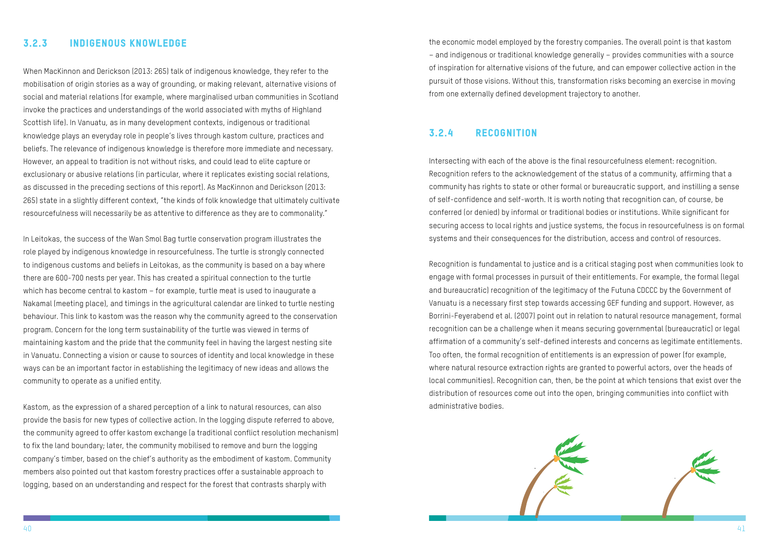### 3.2.3 INDIGENOUS KNOWLEDGE

When MacKinnon and Derickson (2013: 265) talk of indigenous knowledge, they refer to the mobilisation of origin stories as a way of grounding, or making relevant, alternative visions of social and material relations (for example, where marginalised urban communities in Scotland invoke the practices and understandings of the world associated with myths of Highland Scottish life). In Vanuatu, as in many development contexts, indigenous or traditional knowledge plays an everyday role in people's lives through kastom culture, practices and beliefs. The relevance of indigenous knowledge is therefore more immediate and necessary. However, an appeal to tradition is not without risks, and could lead to elite capture or exclusionary or abusive relations (in particular, where it replicates existing social relations, as discussed in the preceding sections of this report). As MacKinnon and Derickson (2013: 265) state in a slightly different context, "the kinds of folk knowledge that ultimately cultivate resourcefulness will necessarily be as attentive to difference as they are to commonality."

In Leitokas, the success of the Wan Smol Bag turtle conservation program illustrates the role played by indigenous knowledge in resourcefulness. The turtle is strongly connected to indigenous customs and beliefs in Leitokas, as the community is based on a bay where there are 600-700 nests per year. This has created a spiritual connection to the turtle which has become central to kastom – for example, turtle meat is used to inaugurate a Nakamal (meeting place), and timings in the agricultural calendar are linked to turtle nesting behaviour. This link to kastom was the reason why the community agreed to the conservation program. Concern for the long term sustainability of the turtle was viewed in terms of maintaining kastom and the pride that the community feel in having the largest nesting site in Vanuatu. Connecting a vision or cause to sources of identity and local knowledge in these ways can be an important factor in establishing the legitimacy of new ideas and allows the community to operate as a unified entity.

Kastom, as the expression of a shared perception of a link to natural resources, can also provide the basis for new types of collective action. In the logging dispute referred to above, the community agreed to offer kastom exchange (a traditional conflict resolution mechanism) to fix the land boundary; later, the community mobilised to remove and burn the logging company's timber, based on the chief's authority as the embodiment of kastom. Community members also pointed out that kastom forestry practices offer a sustainable approach to logging, based on an understanding and respect for the forest that contrasts sharply with the economic model employed by the forestry companies. The overall point is that kastom – and indigenous or traditional knowledge generally – provides communities with a source of inspiration for alternative visions of the future, and can empower collective action in the pursuit of those visions. Without this, transformation risks becoming an exercise in moving from one externally defined development trajectory to another.

### 3.2.4 RECOGNITION

Intersecting with each of the above is the final resourcefulness element: recognition. Recognition refers to the acknowledgement of the status of a community, affirming that a community has rights to state or other formal or bureaucratic support, and instilling a sense of self-confidence and self-worth. It is worth noting that recognition can, of course, be conferred (or denied) by informal or traditional bodies or institutions. While significant for securing access to local rights and justice systems, the focus in resourcefulness is on formal systems and their consequences for the distribution, access and control of resources.

Recognition is fundamental to justice and is a critical staging post when communities look to engage with formal processes in pursuit of their entitlements. For example, the formal (legal and bureaucratic) recognition of the legitimacy of the Futuna CDCCC by the Government of Vanuatu is a necessary first step towards accessing GEF funding and support. However, as Borrini-Feyerabend et al. (2007) point out in relation to natural resource management, formal recognition can be a challenge when it means securing governmental (bureaucratic) or legal affirmation of a community's self-defined interests and concerns as legitimate entitlements. Too often, the formal recognition of entitlements is an expression of power (for example, where natural resource extraction rights are granted to powerful actors, over the heads of local communities). Recognition can, then, be the point at which tensions that exist over the distribution of resources come out into the open, bringing communities into conflict with administrative bodies.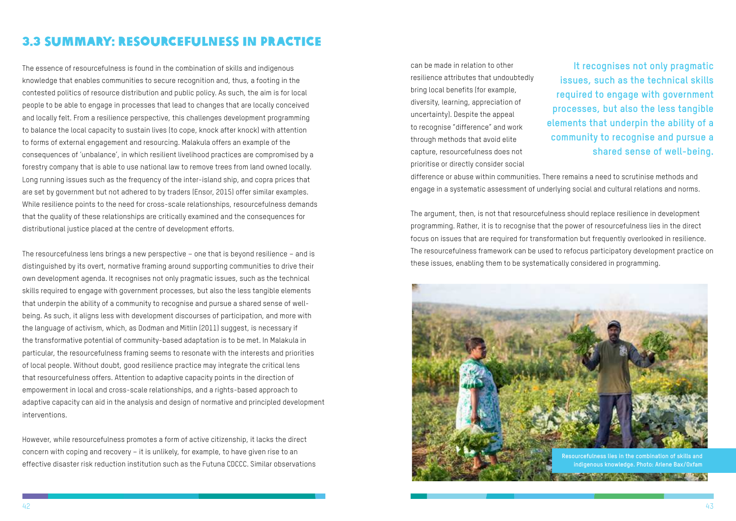# 3.3 SUMMARY: RESOURCEFULNESS IN PRACTICE

The essence of resourcefulness is found in the combination of skills and indigenous knowledge that enables communities to secure recognition and, thus, a footing in the contested politics of resource distribution and public policy. As such, the aim is for local people to be able to engage in processes that lead to changes that are locally conceived and locally felt. From a resilience perspective, this challenges development programming to balance the local capacity to sustain lives (to cope, knock after knock) with attention to forms of external engagement and resourcing. Malakula offers an example of the consequences of 'unbalance', in which resilient livelihood practices are compromised by a forestry company that is able to use national law to remove trees from land owned locally. Long running issues such as the frequency of the inter-island ship, and copra prices that are set by government but not adhered to by traders (Ensor, 2015) offer similar examples. While resilience points to the need for cross-scale relationships, resourcefulness demands that the quality of these relationships are critically examined and the consequences for distributional justice placed at the centre of development efforts.

The resourcefulness lens brings a new perspective – one that is beyond resilience – and is distinguished by its overt, normative framing around supporting communities to drive their own development agenda. It recognises not only pragmatic issues, such as the technical skills required to engage with government processes, but also the less tangible elements that underpin the ability of a community to recognise and pursue a shared sense of well-being. As such, it aligns less with development discourses of participation, and more with the language of activism, which, as Dodman and Mitlin (2011) suggest, is necessary if the transformative potential of community-based adaptation is to be met. In Malakula in particular, the resourcefulness framing seems to resonate with the interests and priorities of local people. Without doubt, good resilience practice may integrate the critical lens that resourcefulness offers. Attention to adaptive capacity points in the direction of empowerment in local and cross-scale relationships, and a rights-based approach to adaptive capacity can aid in the analysis and design of normative and principled development interventions.

However, while resourcefulness promotes a form of active citizenship, it lacks the direct concern with coping and recovery – it is unlikely, for example, to have given rise to an effective disaster risk reduction institution such as the Futuna CDCCC. Similar observations can be made in relation to other resilience attributes that undoubtedly bring local benefits (for example, diversity, learning, appreciation of uncertainty). Despite the appeal to recognise "difference" and work through methods that avoid elite capture, resourcefulness does not prioritise or directly consider social difference or abuse within communities. There remains a need to scrutinise methods and engage in a systematic assessment of underlying social and cultural relations and norms.

**It recognises not only pragmatic issues, such as the technical skills required to engage with government processes, but also the less tangible elements that underpin the ability of a community to recognise and pursue a shared sense of well-being.**

The argument, then, is not that resourcefulness should replace resilience in development programming. Rather, it is to recognise that the power of resourcefulness lies in the direct focus on issues that are required for transformation but frequently overlooked in resilience. The resourcefulness framework can be used to refocus participatory development practice on these issues, enabling them to be systematically considered in programming.

Resourcefulness lies in the combination of skills and indigenous knowledge. Photo: Arlene Bax/Oxfam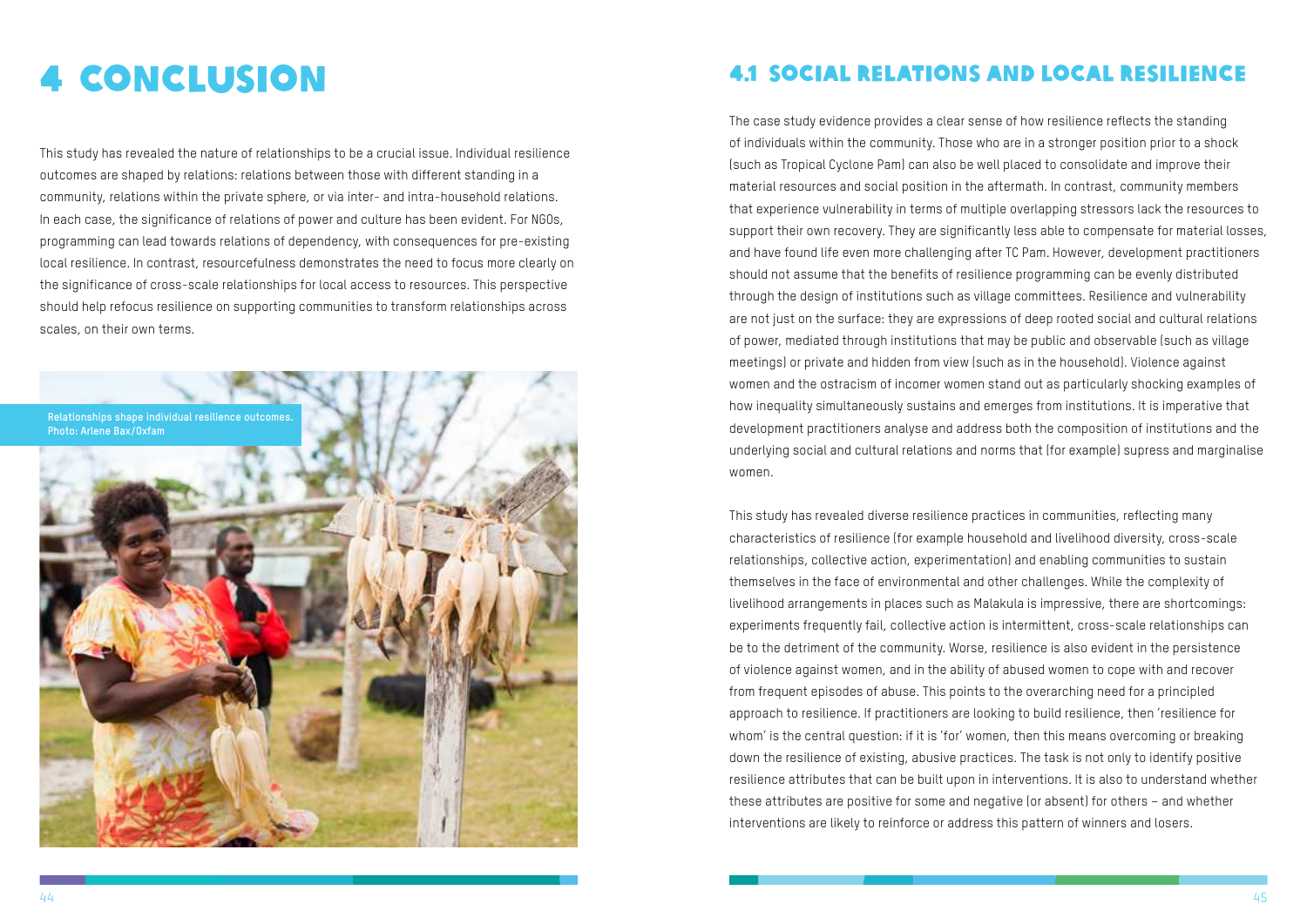# 4 CONCLUSION

This study has revealed the nature of relationships to be a crucial issue. Individual resilience outcomes are shaped by relations: relations between those with different standing in a community, relations within the private sphere, or via inter- and intra-household relations. In each case, the significance of relations of power and culture has been evident. For NGOs, programming can lead towards relations of dependency, with consequences for pre-existing local resilience. In contrast, resourcefulness demonstrates the need to focus more clearly on the significance of cross-scale relationships for local access to resources. This perspective should help refocus resilience on supporting communities to transform relationships across scales, on their own terms.

Relationships shape individual resilience outcomes. Photo: Arlene Bax/Oxfam

## 4.1 SOCIAL RELATIONS AND LOCAL RESILIENCE

The case study evidence provides a clear sense of how resilience reflects the standing of individuals within the community. Those who are in a stronger position prior to a shock (such as Tropical Cyclone Pam) can also be well placed to consolidate and improve their material resources and social position in the aftermath. In contrast, community members that experience vulnerability in terms of multiple overlapping stressors lack the resources to support their own recovery. They are significantly less able to compensate for material losses, and have found life even more challenging after TC Pam. However, development practitioners should not assume that the benefits of resilience programming can be evenly distributed through the design of institutions such as village committees. Resilience and vulnerability are not just on the surface: they are expressions of deep rooted social and cultural relations of power, mediated through institutions that may be public and observable (such as village meetings) or private and hidden from view (such as in the household). Violence against women and the ostracism of incomer women stand out as particularly shocking examples of how inequality simultaneously sustains and emerges from institutions. It is imperative that development practitioners analyse and address both the composition of institutions and the underlying social and cultural relations and norms that (for example) supress and marginalise women.

This study has revealed diverse resilience practices in communities, reflecting many characteristics of resilience (for example household and livelihood diversity, cross-scale relationships, collective action, experimentation) and enabling communities to sustain themselves in the face of environmental and other challenges. While the complexity of livelihood arrangements in places such as Malakula is impressive, there are shortcomings: experiments frequently fail, collective action is intermittent, cross-scale relationships can be to the detriment of the community. Worse, resilience is also evident in the persistence of violence against women, and in the ability of abused women to cope with and recover from frequent episodes of abuse. This points to the overarching need for a principled approach to resilience. If practitioners are looking to build resilience, then 'resilience for whom' is the central question: if it is 'for' women, then this means overcoming or breaking down the resilience of existing, abusive practices. The task is not only to identify positive resilience attributes that can be built upon in interventions. It is also to understand whether these attributes are positive for some and negative (or absent) for others – and whether interventions are likely to reinforce or address this pattern of winners and losers.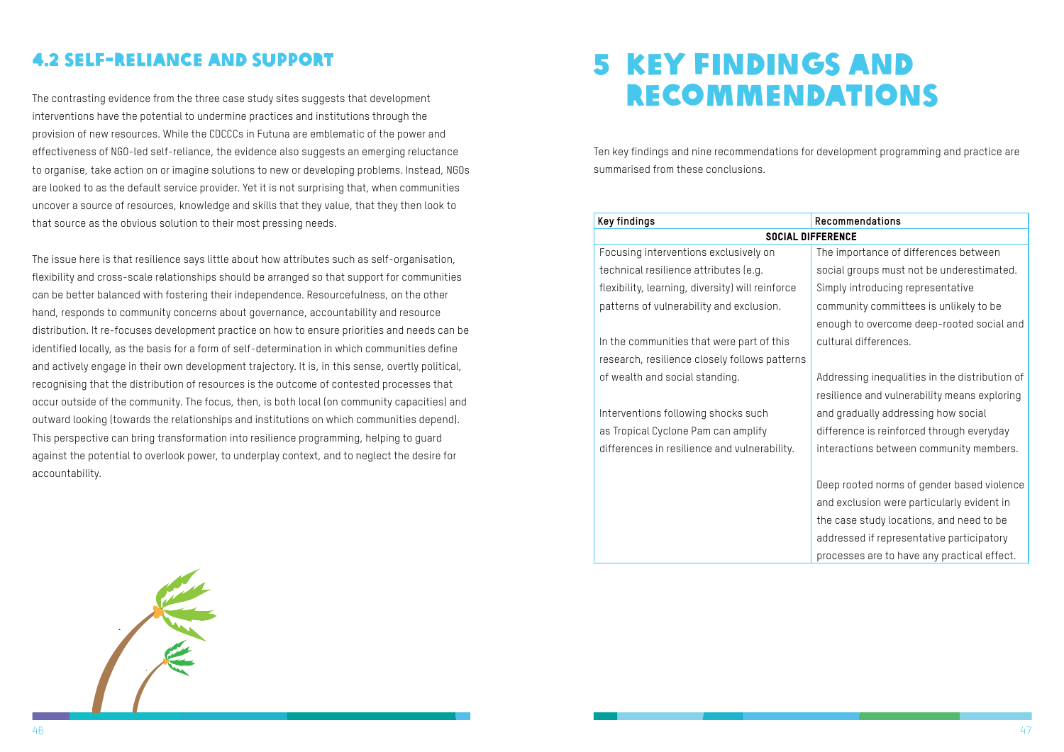## 4.2 SELF-RELIANCE AND SUPPORT

The contrasting evidence from the three case study sites suggests that development interventions have the potential to undermine practices and institutions through the provision of new resources. While the CDCCCs in Futuna are emblematic of the power and effectiveness of NGO-led self-reliance, the evidence also suggests an emerging reluctance to organise, take action on or imagine solutions to new or developing problems. Instead, NGOs are looked to as the default service provider. Yet it is not surprising that, when communities uncover a source of resources, knowledge and skills that they value, that they then look to that source as the obvious solution to their most pressing needs.

The issue here is that resilience says little about how attributes such as self-organisation, flexibility and cross-scale relationships should be arranged so that support for communities can be better balanced with fostering their independence. Resourcefulness, on the other hand, responds to community concerns about governance, accountability and resource distribution. It re-focuses development practice on how to ensure priorities and needs can be identified locally, as the basis for a form of self-determination in which communities define and actively engage in their own development trajectory. It is, in this sense, overtly political, recognising that the distribution of resources is the outcome of contested processes that occur outside of the community. The focus, then, is both local (on community capacities) and outward looking (towards the relationships and institutions on which communities depend). This perspective can bring transformation into resilience programming, helping to guard against the potential to overlook power, to underplay context, and to neglect the desire for accountability.

# 5 KEY FINDINGS AND RECOMMENDATIONS

Ten key findings and nine recommendations for development programming and practice are summarised from these conclusions.

| Key findings | Recommendations |
|---|---|
| **SOCIAL DIFFERENCE** | |
| Focusing interventions exclusively on technical resilience attributes (e.g. flexibility, learning, diversity) will reinforce patterns of vulnerability and exclusion.<br><br>In the communities that were part of this research, resilience closely follows patterns of wealth and social standing.<br><br>Interventions following shocks such as Tropical Cyclone Pam can amplify differences in resilience and vulnerability. | The importance of differences between social groups must not be underestimated. Simply introducing representative community committees is unlikely to be enough to overcome deep-rooted social and cultural differences.<br><br>Addressing inequalities in the distribution of resilience and vulnerability means exploring and gradually addressing how social difference is reinforced through everyday interactions between community members.<br><br>Deep rooted norms of gender based violence and exclusion were particularly evident in the case study locations, and need to be addressed if representative participatory processes are to have any practical effect. |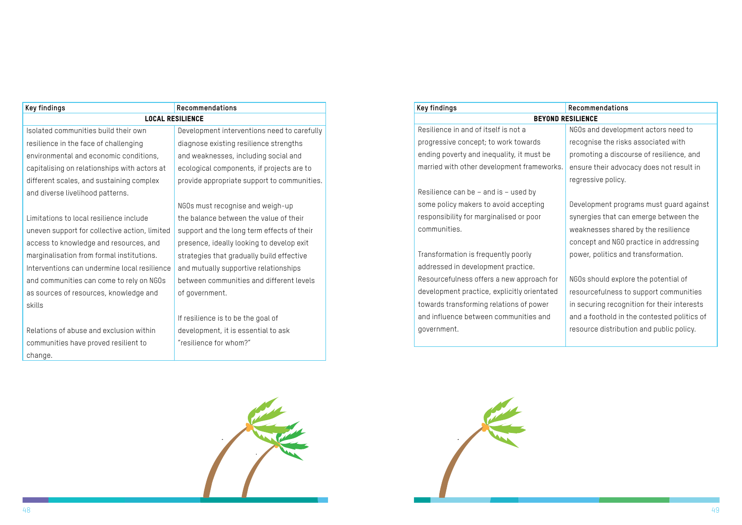| Key findings | Recommendations |
|---|---|
| **LOCAL RESILIENCE** | |
| Isolated communities build their own resilience in the face of challenging environmental and economic conditions, capitalising on relationships with actors at different scales, and sustaining complex and diverse livelihood patterns.<br><br>Limitations to local resilience include uneven support for collective action, limited access to knowledge and resources, and marginalisation from formal institutions. Interventions can undermine local resilience and communities can come to rely on NGOs as sources of resources, knowledge and skills<br><br>Relations of abuse and exclusion within communities have proved resilient to change. | Development interventions need to carefully diagnose existing resilience strengths and weaknesses, including social and ecological components, if projects are to provide appropriate support to communities.<br><br>NGOs must recognise and weigh-up the balance between the value of their support and the long term effects of their presence, ideally looking to develop exit strategies that gradually build effective and mutually supportive relationships between communities and different levels of government.<br><br>If resilience is to be the goal of development, it is essential to ask "resilience for whom?" |

| Key findings | Recommendations |
|---|---|
| **BEYOND RESILIENCE** | |
| Resilience in and of itself is not a progressive concept; to work towards ending poverty and inequality, it must be married with other development frameworks.<br><br>Resilience can be – and is – used by some policy makers to avoid accepting responsibility for marginalised or poor communities.<br><br>Transformation is frequently poorly addressed in development practice. Resourcefulness offers a new approach for development practice, explicitly orientated towards transforming relations of power and influence between communities and government. | NGOs and development actors need to recognise the risks associated with promoting a discourse of resilience, and ensure their advocacy does not result in regressive policy.<br><br>Development programs must guard against synergies that can emerge between the weaknesses shared by the resilience concept and NGO practice in addressing power, politics and transformation.<br><br>NGOs should explore the potential of resourcefulness to support communities in securing recognition for their interests and a foothold in the contested politics of resource distribution and public policy. |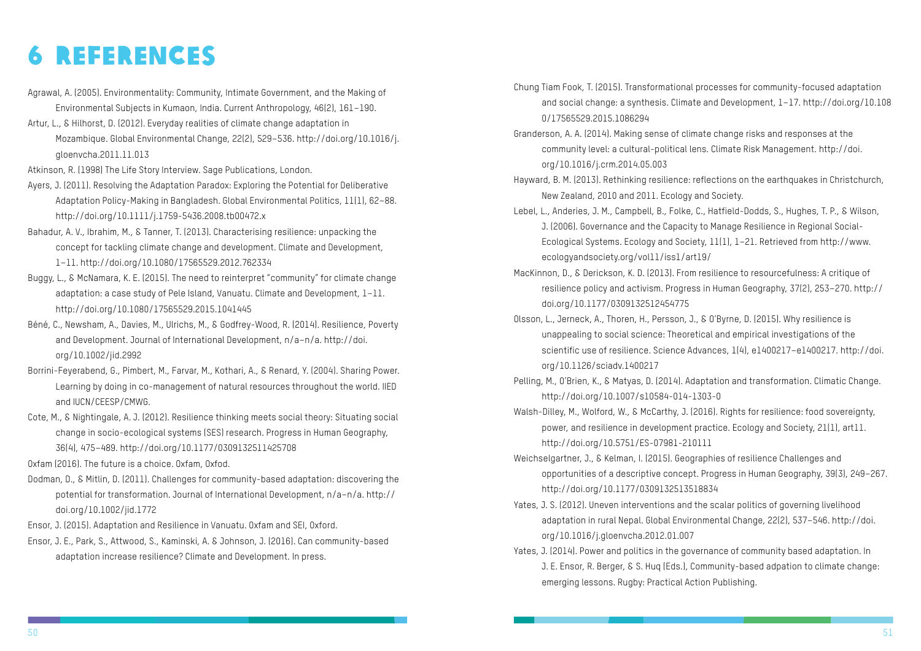# 6 REFERENCES

Agrawal, A. (2005). Environmentality: Community, Intimate Government, and the Making of Environmental Subjects in Kumaon, India. Current Anthropology, 46(2), 161–190.

Artur, L., & Hilhorst, D. (2012). Everyday realities of climate change adaptation in Mozambique. Global Environmental Change, 22(2), 529–536. http://doi.org/10.1016/j.gloenvcha.2011.11.013

Atkinson, R. (1998) The Life Story Interview. Sage Publications, London.

Ayers, J. (2011). Resolving the Adaptation Paradox: Exploring the Potential for Deliberative Adaptation Policy-Making in Bangladesh. Global Environmental Politics, 11(1), 62–88. http://doi.org/10.1111/j.1759-5436.2008.tb00472.x

Bahadur, A. V., Ibrahim, M., & Tanner, T. (2013). Characterising resilience: unpacking the concept for tackling climate change and development. Climate and Development, 1–11. http://doi.org/10.1080/17565529.2012.762334

Buggy, L., & McNamara, K. E. (2015). The need to reinterpret "community" for climate change adaptation: a case study of Pele Island, Vanuatu. Climate and Development, 1–11. http://doi.org/10.1080/17565529.2015.1041445

Béné, C., Newsham, A., Davies, M., Ulrichs, M., & Godfrey-Wood, R. (2014). Resilience, Poverty and Development. Journal of International Development, n/a–n/a. http://doi.org/10.1002/jid.2992

Borrini-Feyerabend, G., Pimbert, M., Farvar, M., Kothari, A., & Renard, Y. (2004). Sharing Power. Learning by doing in co-management of natural resources throughout the world. IIED and IUCN/CEESP/CMWG.

Cote, M., & Nightingale, A. J. (2012). Resilience thinking meets social theory: Situating social change in socio-ecological systems (SES) research. Progress in Human Geography, 36(4), 475–489. http://doi.org/10.1177/0309132511425708

Oxfam (2016). The future is a choice. Oxfam, Oxfod.

Dodman, D., & Mitlin, D. (2011). Challenges for community-based adaptation: discovering the potential for transformation. Journal of International Development, n/a–n/a. http://doi.org/10.1002/jid.1772

Ensor, J. (2015). Adaptation and Resilience in Vanuatu. Oxfam and SEI, Oxford.

Ensor, J. E., Park, S., Attwood, S., Kaminski, A. & Johnson, J. (2016). Can community-based adaptation increase resilience? Climate and Development. In press.

Chung Tiam Fook, T. (2015). Transformational processes for community-focused adaptation and social change: a synthesis. Climate and Development, 1–17. http://doi.org/10.1080/17565529.2015.1086294

Granderson, A. A. (2014). Making sense of climate change risks and responses at the community level: a cultural-political lens. Climate Risk Management. http://doi.org/10.1016/j.crm.2014.05.003

Hayward, B. M. (2013). Rethinking resilience: reflections on the earthquakes in Christchurch, New Zealand, 2010 and 2011. Ecology and Society.

Lebel, L., Anderies, J. M., Campbell, B., Folke, C., Hatfield-Dodds, S., Hughes, T. P., & Wilson, J. (2006). Governance and the Capacity to Manage Resilience in Regional Social-Ecological Systems. Ecology and Society, 11(1), 1–21. Retrieved from http://www.ecologyandsociety.org/vol11/iss1/art19/

MacKinnon, D., & Derickson, K. D. (2013). From resilience to resourcefulness: A critique of resilience policy and activism. Progress in Human Geography, 37(2), 253–270. http://doi.org/10.1177/0309132512454775

Olsson, L., Jerneck, A., Thoren, H., Persson, J., & O'Byrne, D. (2015). Why resilience is unappealing to social science: Theoretical and empirical investigations of the scientific use of resilience. Science Advances, 1(4), e1400217–e1400217. http://doi.org/10.1126/sciadv.1400217

Pelling, M., O'Brien, K., & Matyas, D. (2014). Adaptation and transformation. Climatic Change. http://doi.org/10.1007/s10584-014-1303-0

Walsh-Dilley, M., Wolford, W., & McCarthy, J. (2016). Rights for resilience: food sovereignty, power, and resilience in development practice. Ecology and Society, 21(1), art11. http://doi.org/10.5751/ES-07981-210111

Weichselgartner, J., & Kelman, I. (2015). Geographies of resilience Challenges and opportunities of a descriptive concept. Progress in Human Geography, 39(3), 249–267. http://doi.org/10.1177/0309132513518834

Yates, J. S. (2012). Uneven interventions and the scalar politics of governing livelihood adaptation in rural Nepal. Global Environmental Change, 22(2), 537–546. http://doi.org/10.1016/j.gloenvcha.2012.01.007

Yates, J. (2014). Power and politics in the governance of community based adaptation. In J. E. Ensor, R. Berger, & S. Huq (Eds.), Community-based adpation to climate change: emerging lessons. Rugby: Practical Action Publishing.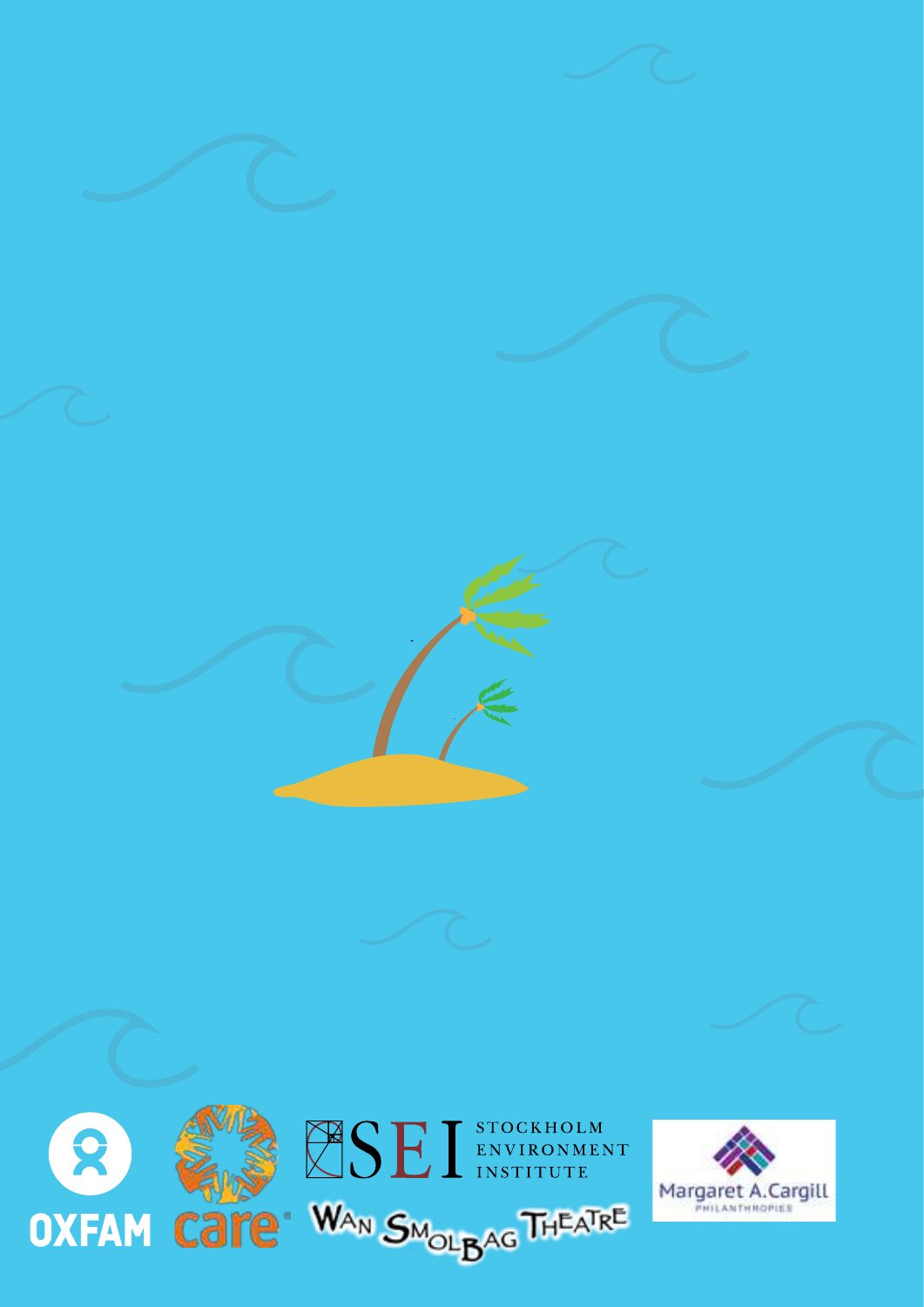OXFAM

care

SEI STOCKHOLM ENVIRONMENT INSTITUTE

WAN SMOLBAG THEATRE

Margaret A. Cargill PHILANTHROPIES